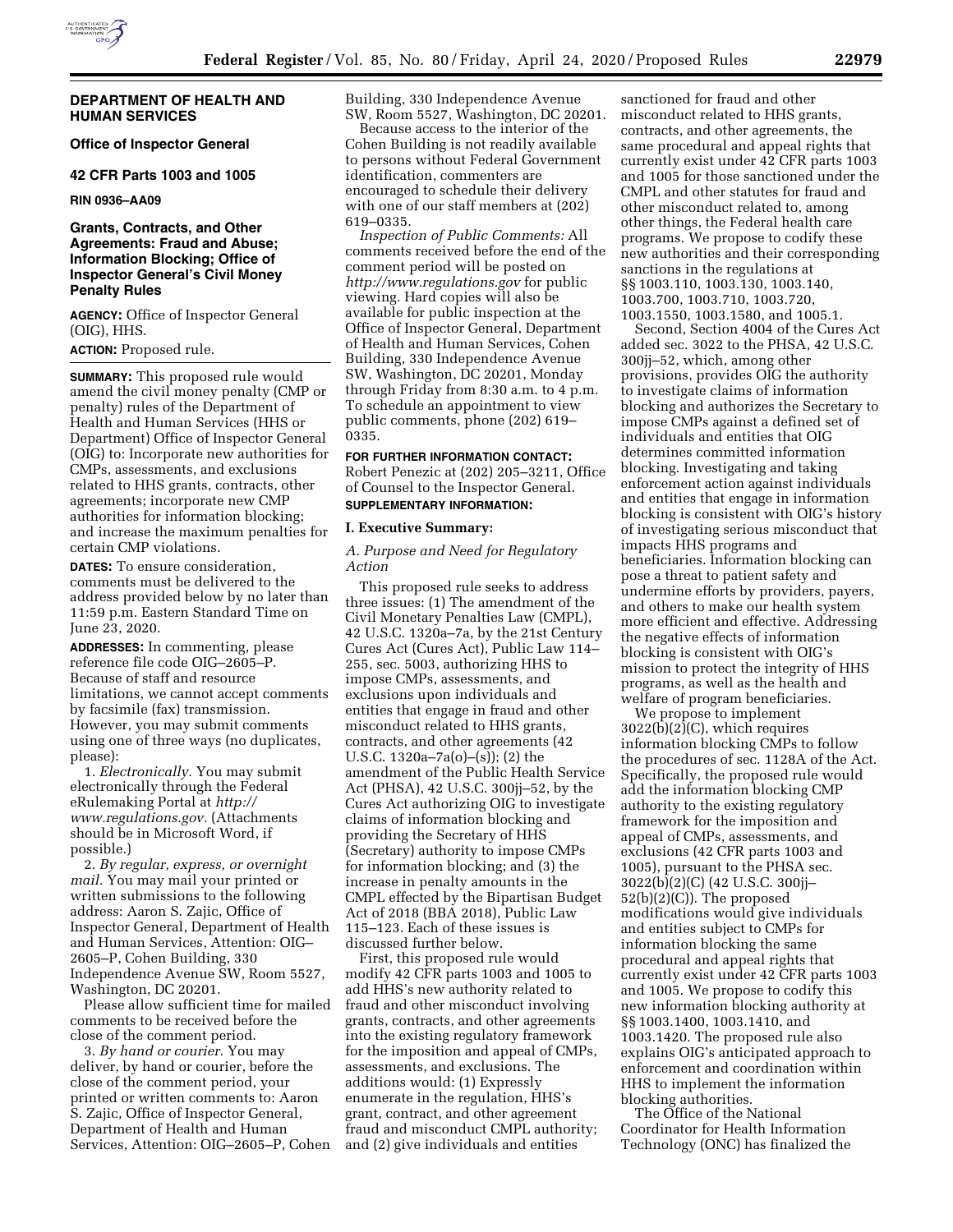## DEPARTMENT OF HEALTH AND HUMAN SERVICES

### Office of Inspector General

### 42 CFR Parts 1003 and 1005

**RIN 0936–AA09**

### Grants, Contracts, and Other Agreements: Fraud and Abuse; Information Blocking; Office of Inspector General's Civil Money Penalty Rules

**AGENCY:** Office of Inspector General (OIG), HHS.

**ACTION:** Proposed rule.

**SUMMARY:** This proposed rule would amend the civil money penalty (CMP or penalty) rules of the Department of Health and Human Services (HHS or Department) Office of Inspector General (OIG) to: Incorporate new authorities for CMPs, assessments, and exclusions related to HHS grants, contracts, other agreements; incorporate new CMP authorities for information blocking; and increase the maximum penalties for certain CMP violations.

**DATES:** To ensure consideration, comments must be delivered to the address provided below by no later than 11:59 p.m. Eastern Standard Time on June 23, 2020.

**ADDRESSES:** In commenting, please reference file code OIG–2605–P. Because of staff and resource limitations, we cannot accept comments by facsimile (fax) transmission. However, you may submit comments using one of three ways (no duplicates, please):

1. *Electronically.* You may submit electronically through the Federal eRulemaking Portal at *http://www.regulations.gov.* (Attachments should be in Microsoft Word, if possible.)

2. *By regular, express, or overnight mail.* You may mail your printed or written submissions to the following address: Aaron S. Zajic, Office of Inspector General, Department of Health and Human Services, Attention: OIG–2605–P, Cohen Building, 330 Independence Avenue SW, Room 5527, Washington, DC 20201.

Please allow sufficient time for mailed comments to be received before the close of the comment period.

3. *By hand or courier.* You may deliver, by hand or courier, before the close of the comment period, your printed or written comments to: Aaron S. Zajic, Office of Inspector General, Department of Health and Human Services, Attention: OIG–2605–P, Cohen Building, 330 Independence Avenue SW, Room 5527, Washington, DC 20201.

Because access to the interior of the Cohen Building is not readily available to persons without Federal Government identification, commenters are encouraged to schedule their delivery with one of our staff members at (202) 619–0335.

*Inspection of Public Comments:* All comments received before the end of the comment period will be posted on *http://www.regulations.gov* for public viewing. Hard copies will also be available for public inspection at the Office of Inspector General, Department of Health and Human Services, Cohen Building, 330 Independence Avenue SW, Washington, DC 20201, Monday through Friday from 8:30 a.m. to 4 p.m. To schedule an appointment to view public comments, phone (202) 619–0335.

**FOR FURTHER INFORMATION CONTACT:** Robert Penezic at (202) 205–3211, Office of Counsel to the Inspector General.

**SUPPLEMENTARY INFORMATION:**

## I. Executive Summary:

### *A. Purpose and Need for Regulatory Action*

This proposed rule seeks to address three issues: (1) The amendment of the Civil Monetary Penalties Law (CMPL), 42 U.S.C. 1320a–7a, by the 21st Century Cures Act (Cures Act), Public Law 114–255, sec. 5003, authorizing HHS to impose CMPs, assessments, and exclusions upon individuals and entities that engage in fraud and other misconduct related to HHS grants, contracts, and other agreements (42 U.S.C. 1320a–7a(o)–(s)); (2) the amendment of the Public Health Service Act (PHSA), 42 U.S.C. 300jj–52, by the Cures Act authorizing OIG to investigate claims of information blocking and providing the Secretary of HHS (Secretary) authority to impose CMPs for information blocking; and (3) the increase in penalty amounts in the CMPL effected by the Bipartisan Budget Act of 2018 (BBA 2018), Public Law 115–123. Each of these issues is discussed further below.

First, this proposed rule would modify 42 CFR parts 1003 and 1005 to add HHS's new authority related to fraud and other misconduct involving grants, contracts, and other agreements into the existing regulatory framework for the imposition and appeal of CMPs, assessments, and exclusions. The additions would: (1) Expressly enumerate in the regulation, HHS's grant, contract, and other agreement fraud and misconduct CMPL authority; and (2) give individuals and entities sanctioned for fraud and other misconduct related to HHS grants, contracts, and other agreements, the same procedural and appeal rights that currently exist under 42 CFR parts 1003 and 1005 for those sanctioned under the CMPL and other statutes for fraud and other misconduct related to, among other things, the Federal health care programs. We propose to codify these new authorities and their corresponding sanctions in the regulations at §§ 1003.110, 1003.130, 1003.140, 1003.700, 1003.710, 1003.720, 1003.1550, 1003.1580, and 1005.1.

Second, Section 4004 of the Cures Act added sec. 3022 to the PHSA, 42 U.S.C. 300jj–52, which, among other provisions, provides OIG the authority to investigate claims of information blocking and authorizes the Secretary to impose CMPs against a defined set of individuals and entities that OIG determines committed information blocking. Investigating and taking enforcement action against individuals and entities that engage in information blocking is consistent with OIG's history of investigating serious misconduct that impacts HHS programs and beneficiaries. Information blocking can pose a threat to patient safety and undermine efforts by providers, payers, and others to make our health system more efficient and effective. Addressing the negative effects of information blocking is consistent with OIG's mission to protect the integrity of HHS programs, as well as the health and welfare of program beneficiaries.

We propose to implement 3022(b)(2)(C), which requires information blocking CMPs to follow the procedures of sec. 1128A of the Act. Specifically, the proposed rule would add the information blocking CMP authority to the existing regulatory framework for the imposition and appeal of CMPs, assessments, and exclusions (42 CFR parts 1003 and 1005), pursuant to the PHSA sec. 3022(b)(2)(C) (42 U.S.C. 300jj–52(b)(2)(C)). The proposed modifications would give individuals and entities subject to CMPs for information blocking the same procedural and appeal rights that currently exist under 42 CFR parts 1003 and 1005. We propose to codify this new information blocking authority at §§ 1003.1400, 1003.1410, and 1003.1420. The proposed rule also explains OIG's anticipated approach to enforcement and coordination within HHS to implement the information blocking authorities.

The Office of the National Coordinator for Health Information Technology (ONC) has finalized the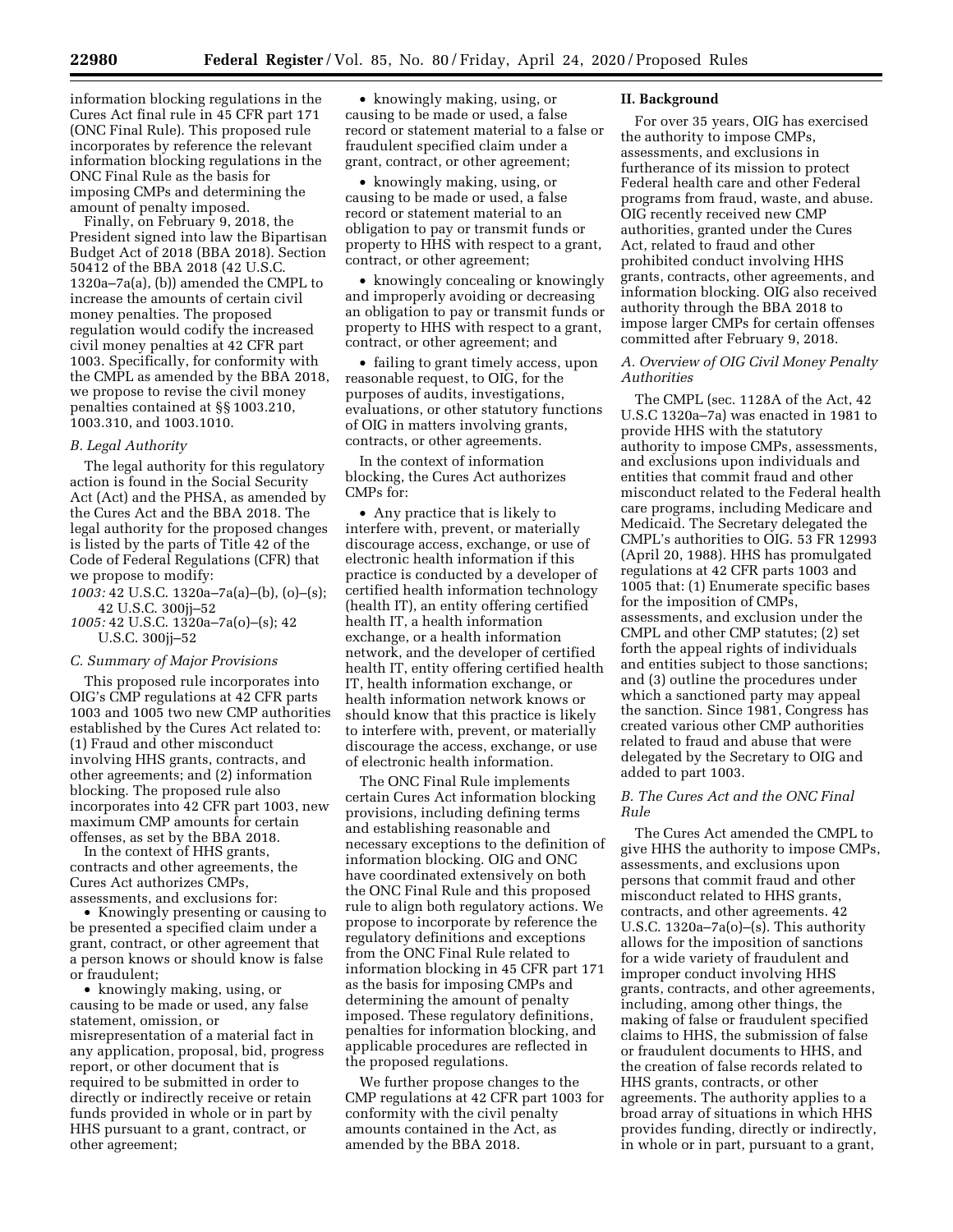information blocking regulations in the Cures Act final rule in 45 CFR part 171 (ONC Final Rule). This proposed rule incorporates by reference the relevant information blocking regulations in the ONC Final Rule as the basis for imposing CMPs and determining the amount of penalty imposed.

Finally, on February 9, 2018, the President signed into law the Bipartisan Budget Act of 2018 (BBA 2018). Section 50412 of the BBA 2018 (42 U.S.C. 1320a–7a(a), (b)) amended the CMPL to increase the amounts of certain civil money penalties. The proposed regulation would codify the increased civil money penalties at 42 CFR part 1003. Specifically, for conformity with the CMPL as amended by the BBA 2018, we propose to revise the civil money penalties contained at §§ 1003.210, 1003.310, and 1003.1010.

### *B. Legal Authority*

The legal authority for this regulatory action is found in the Social Security Act (Act) and the PHSA, as amended by the Cures Act and the BBA 2018. The legal authority for the proposed changes is listed by the parts of Title 42 of the Code of Federal Regulations (CFR) that we propose to modify:

*1003:* 42 U.S.C. 1320a–7a(a)–(b), (o)–(s); 42 U.S.C. 300jj–52

*1005:* 42 U.S.C. 1320a–7a(o)–(s); 42 U.S.C. 300jj–52

### *C. Summary of Major Provisions*

This proposed rule incorporates into OIG's CMP regulations at 42 CFR parts 1003 and 1005 two new CMP authorities established by the Cures Act related to: (1) Fraud and other misconduct involving HHS grants, contracts, and other agreements; and (2) information blocking. The proposed rule also incorporates into 42 CFR part 1003, new maximum CMP amounts for certain offenses, as set by the BBA 2018.

In the context of HHS grants, contracts and other agreements, the Cures Act authorizes CMPs, assessments, and exclusions for:

- Knowingly presenting or causing to be presented a specified claim under a grant, contract, or other agreement that a person knows or should know is false or fraudulent;
- knowingly making, using, or causing to be made or used, any false statement, omission, or misrepresentation of a material fact in any application, proposal, bid, progress report, or other document that is required to be submitted in order to directly or indirectly receive or retain funds provided in whole or in part by HHS pursuant to a grant, contract, or other agreement;
- knowingly making, using, or causing to be made or used, a false record or statement material to a false or fraudulent specified claim under a grant, contract, or other agreement;
- knowingly making, using, or causing to be made or used, a false record or statement material to an obligation to pay or transmit funds or property to HHS with respect to a grant, contract, or other agreement;
- knowingly concealing or knowingly and improperly avoiding or decreasing an obligation to pay or transmit funds or property to HHS with respect to a grant, contract, or other agreement; and
- failing to grant timely access, upon reasonable request, to OIG, for the purposes of audits, investigations, evaluations, or other statutory functions of OIG in matters involving grants, contracts, or other agreements.

In the context of information blocking, the Cures Act authorizes CMPs for:

- Any practice that is likely to interfere with, prevent, or materially discourage access, exchange, or use of electronic health information if this practice is conducted by a developer of certified health information technology (health IT), an entity offering certified health IT, a health information exchange, or a health information network, and the developer of certified health IT, entity offering certified health IT, health information exchange, or health information network knows or should know that this practice is likely to interfere with, prevent, or materially discourage the access, exchange, or use of electronic health information.

The ONC Final Rule implements certain Cures Act information blocking provisions, including defining terms and establishing reasonable and necessary exceptions to the definition of information blocking. OIG and ONC have coordinated extensively on both the ONC Final Rule and this proposed rule to align both regulatory actions. We propose to incorporate by reference the regulatory definitions and exceptions from the ONC Final Rule related to information blocking in 45 CFR part 171 as the basis for imposing CMPs and determining the amount of penalty imposed. These regulatory definitions, penalties for information blocking, and applicable procedures are reflected in the proposed regulations.

We further propose changes to the CMP regulations at 42 CFR part 1003 for conformity with the civil penalty amounts contained in the Act, as amended by the BBA 2018.

## II. Background

For over 35 years, OIG has exercised the authority to impose CMPs, assessments, and exclusions in furtherance of its mission to protect Federal health care and other Federal programs from fraud, waste, and abuse. OIG recently received new CMP authorities, granted under the Cures Act, related to fraud and other prohibited conduct involving HHS grants, contracts, other agreements, and information blocking. OIG also received authority through the BBA 2018 to impose larger CMPs for certain offenses committed after February 9, 2018.

### *A. Overview of OIG Civil Money Penalty Authorities*

The CMPL (sec. 1128A of the Act, 42 U.S.C 1320a–7a) was enacted in 1981 to provide HHS with the statutory authority to impose CMPs, assessments, and exclusions upon individuals and entities that commit fraud and other misconduct related to the Federal health care programs, including Medicare and Medicaid. The Secretary delegated the CMPL's authorities to OIG. 53 FR 12993 (April 20, 1988). HHS has promulgated regulations at 42 CFR parts 1003 and 1005 that: (1) Enumerate specific bases for the imposition of CMPs, assessments, and exclusion under the CMPL and other CMP statutes; (2) set forth the appeal rights of individuals and entities subject to those sanctions; and (3) outline the procedures under which a sanctioned party may appeal the sanction. Since 1981, Congress has created various other CMP authorities related to fraud and abuse that were delegated by the Secretary to OIG and added to part 1003.

### *B. The Cures Act and the ONC Final Rule*

The Cures Act amended the CMPL to give HHS the authority to impose CMPs, assessments, and exclusions upon persons that commit fraud and other misconduct related to HHS grants, contracts, and other agreements. 42 U.S.C. 1320a–7a(o)–(s). This authority allows for the imposition of sanctions for a wide variety of fraudulent and improper conduct involving HHS grants, contracts, and other agreements, including, among other things, the making of false or fraudulent specified claims to HHS, the submission of false or fraudulent documents to HHS, and the creation of false records related to HHS grants, contracts, or other agreements. The authority applies to a broad array of situations in which HHS provides funding, directly or indirectly, in whole or in part, pursuant to a grant,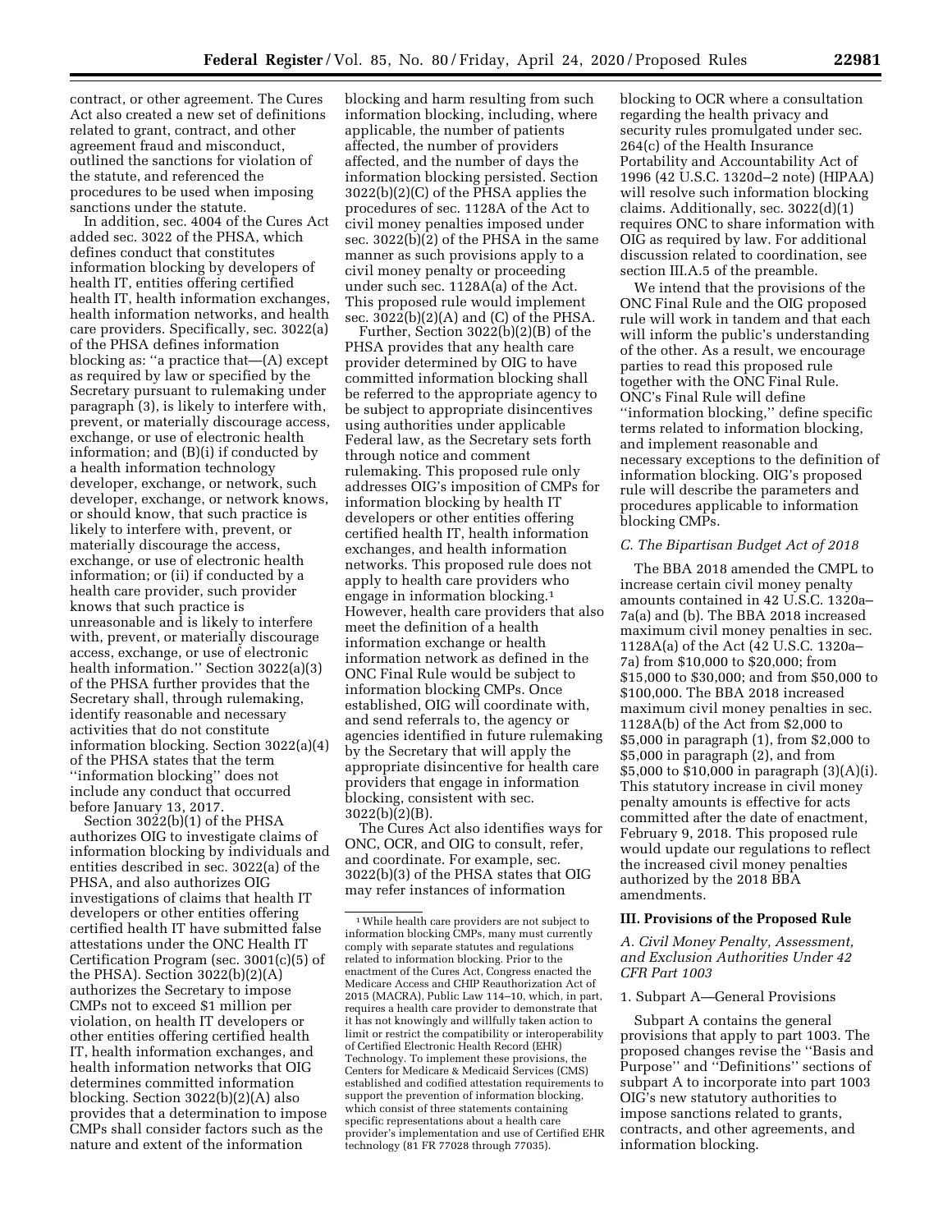contract, or other agreement. The Cures Act also created a new set of definitions related to grant, contract, and other agreement fraud and misconduct, outlined the sanctions for violation of the statute, and referenced the procedures to be used when imposing sanctions under the statute.

In addition, sec. 4004 of the Cures Act added sec. 3022 of the PHSA, which defines conduct that constitutes information blocking by developers of health IT, entities offering certified health IT, health information exchanges, health information networks, and health care providers. Specifically, sec. 3022(a) of the PHSA defines information blocking as: ''a practice that—(A) except as required by law or specified by the Secretary pursuant to rulemaking under paragraph (3), is likely to interfere with, prevent, or materially discourage access, exchange, or use of electronic health information; and (B)(i) if conducted by a health information technology developer, exchange, or network, such developer, exchange, or network knows, or should know, that such practice is likely to interfere with, prevent, or materially discourage the access, exchange, or use of electronic health information; or (ii) if conducted by a health care provider, such provider knows that such practice is unreasonable and is likely to interfere with, prevent, or materially discourage access, exchange, or use of electronic health information.'' Section 3022(a)(3) of the PHSA further provides that the Secretary shall, through rulemaking, identify reasonable and necessary activities that do not constitute information blocking. Section 3022(a)(4) of the PHSA states that the term ''information blocking'' does not include any conduct that occurred before January 13, 2017.

Section 3022(b)(1) of the PHSA authorizes OIG to investigate claims of information blocking by individuals and entities described in sec. 3022(a) of the PHSA, and also authorizes OIG investigations of claims that health IT developers or other entities offering certified health IT have submitted false attestations under the ONC Health IT Certification Program (sec. 3001(c)(5) of the PHSA). Section 3022(b)(2)(A) authorizes the Secretary to impose CMPs not to exceed $1 million per violation, on health IT developers or other entities offering certified health IT, health information exchanges, and health information networks that OIG determines committed information blocking. Section 3022(b)(2)(A) also provides that a determination to impose CMPs shall consider factors such as the nature and extent of the information blocking and harm resulting from such information blocking, including, where applicable, the number of patients affected, the number of providers affected, and the number of days the information blocking persisted. Section 3022(b)(2)(C) of the PHSA applies the procedures of sec. 1128A of the Act to civil money penalties imposed under sec. 3022(b)(2) of the PHSA in the same manner as such provisions apply to a civil money penalty or proceeding under such sec. 1128A(a) of the Act. This proposed rule would implement sec. 3022(b)(2)(A) and (C) of the PHSA.

Further, Section 3022(b)(2)(B) of the PHSA provides that any health care provider determined by OIG to have committed information blocking shall be referred to the appropriate agency to be subject to appropriate disincentives using authorities under applicable Federal law, as the Secretary sets forth through notice and comment rulemaking. This proposed rule only addresses OIG's imposition of CMPs for information blocking by health IT developers or other entities offering certified health IT, health information exchanges, and health information networks. This proposed rule does not apply to health care providers who engage in information blocking.[1] However, health care providers that also meet the definition of a health information exchange or health information network as defined in the ONC Final Rule would be subject to information blocking CMPs. Once established, OIG will coordinate with, and send referrals to, the agency or agencies identified in future rulemaking by the Secretary that will apply the appropriate disincentive for health care providers that engage in information blocking, consistent with sec. 3022(b)(2)(B).

The Cures Act also identifies ways for ONC, OCR, and OIG to consult, refer, and coordinate. For example, sec. 3022(b)(3) of the PHSA states that OIG may refer instances of information blocking to OCR where a consultation regarding the health privacy and security rules promulgated under sec. 264(c) of the Health Insurance Portability and Accountability Act of 1996 (42 U.S.C. 1320d–2 note) (HIPAA) will resolve such information blocking claims. Additionally, sec. 3022(d)(1) requires ONC to share information with OIG as required by law. For additional discussion related to coordination, see section III.A.5 of the preamble.

We intend that the provisions of the ONC Final Rule and the OIG proposed rule will work in tandem and that each will inform the public's understanding of the other. As a result, we encourage parties to read this proposed rule together with the ONC Final Rule. ONC's Final Rule will define ''information blocking,'' define specific terms related to information blocking, and implement reasonable and necessary exceptions to the definition of information blocking. OIG's proposed rule will describe the parameters and procedures applicable to information blocking CMPs.

### C. The Bipartisan Budget Act of 2018

The BBA 2018 amended the CMPL to increase certain civil money penalty amounts contained in 42 U.S.C. 1320a–7a(a) and (b). The BBA 2018 increased maximum civil money penalties in sec. 1128A(a) of the Act (42 U.S.C. 1320a–7a) from $10,000 to $20,000; from $15,000 to $30,000; and from $50,000 to $100,000. The BBA 2018 increased maximum civil money penalties in sec. 1128A(b) of the Act from $2,000 to $5,000 in paragraph (1), from $2,000 to $5,000 in paragraph (2), and from $5,000 to $10,000 in paragraph (3)(A)(i). This statutory increase in civil money penalty amounts is effective for acts committed after the date of enactment, February 9, 2018. This proposed rule would update our regulations to reflect the increased civil money penalties authorized by the 2018 BBA amendments.

## III. Provisions of the Proposed Rule

### A. Civil Money Penalty, Assessment, and Exclusion Authorities Under 42 CFR Part 1003

#### 1. Subpart A—General Provisions

Subpart A contains the general provisions that apply to part 1003. The proposed changes revise the ''Basis and Purpose'' and ''Definitions'' sections of subpart A to incorporate into part 1003 OIG's new statutory authorities to impose sanctions related to grants, contracts, and other agreements, and information blocking.

---

[1] While health care providers are not subject to information blocking CMPs, many must currently comply with separate statutes and regulations related to information blocking. Prior to the enactment of the Cures Act, Congress enacted the Medicare Access and CHIP Reauthorization Act of 2015 (MACRA), Public Law 114–10, which, in part, requires a health care provider to demonstrate that it has not knowingly and willfully taken action to limit or restrict the compatibility or interoperability of Certified Electronic Health Record (EHR) Technology. To implement these provisions, the Centers for Medicare & Medicaid Services (CMS) established and codified attestation requirements to support the prevention of information blocking, which consist of three statements containing specific representations about a health care provider's implementation and use of Certified EHR technology (81 FR 77028 through 77035).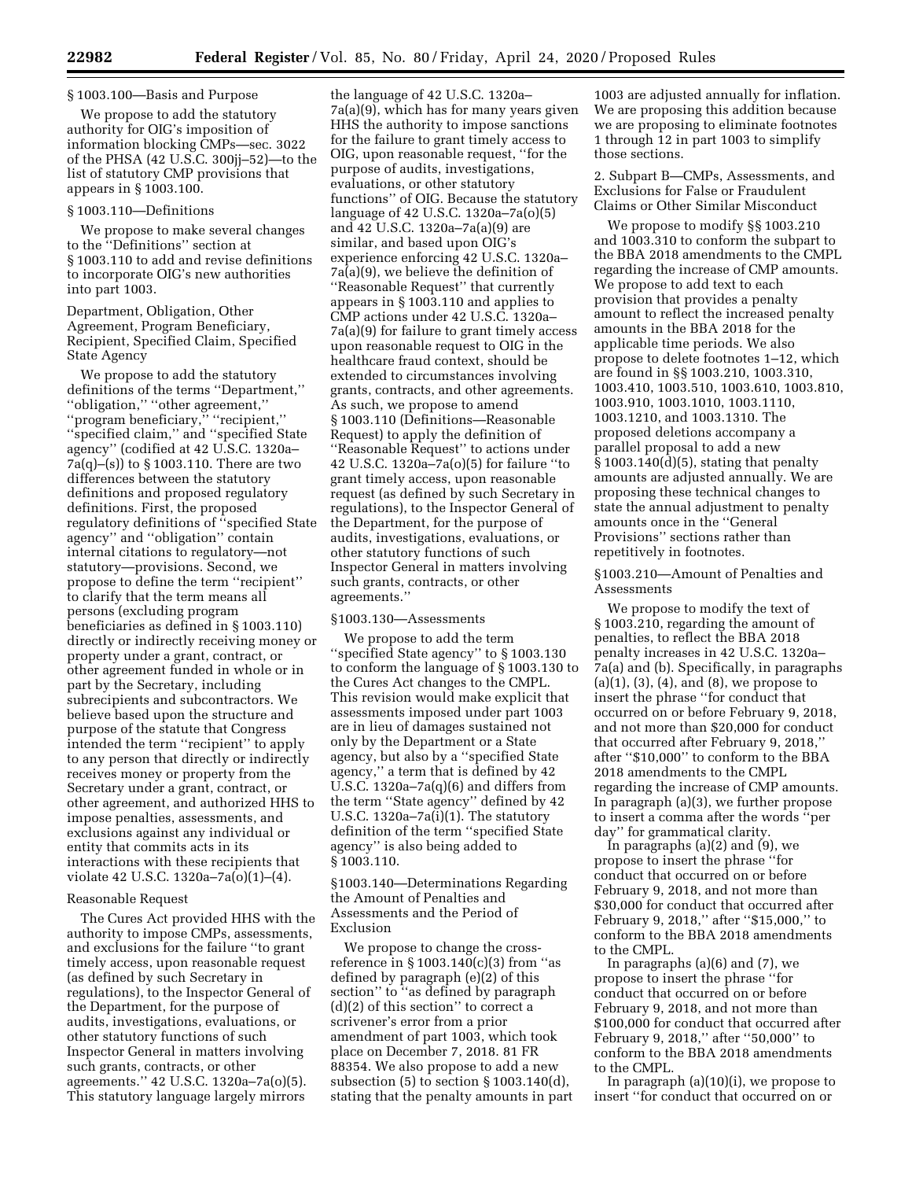§ 1003.100—Basis and Purpose

We propose to add the statutory authority for OIG's imposition of information blocking CMPs—sec. 3022 of the PHSA (42 U.S.C. 300jj–52)—to the list of statutory CMP provisions that appears in § 1003.100.

§ 1003.110—Definitions

We propose to make several changes to the "Definitions" section at § 1003.110 to add and revise definitions to incorporate OIG's new authorities into part 1003.

Department, Obligation, Other Agreement, Program Beneficiary, Recipient, Specified Claim, Specified State Agency

We propose to add the statutory definitions of the terms "Department," "obligation," "other agreement," "program beneficiary," "recipient," "specified claim," and "specified State agency" (codified at 42 U.S.C. 1320a–7a(q)–(s)) to § 1003.110. There are two differences between the statutory definitions and proposed regulatory definitions. First, the proposed regulatory definitions of "specified State agency" and "obligation" contain internal citations to regulatory—not statutory—provisions. Second, we propose to define the term "recipient" to clarify that the term means all persons (excluding program beneficiaries as defined in § 1003.110) directly or indirectly receiving money or property under a grant, contract, or other agreement funded in whole or in part by the Secretary, including subrecipients and subcontractors. We believe based upon the structure and purpose of the statute that Congress intended the term "recipient" to apply to any person that directly or indirectly receives money or property from the Secretary under a grant, contract, or other agreement, and authorized HHS to impose penalties, assessments, and exclusions against any individual or entity that commits acts in its interactions with these recipients that violate 42 U.S.C. 1320a–7a(o)(1)–(4).

Reasonable Request

The Cures Act provided HHS with the authority to impose CMPs, assessments, and exclusions for the failure "to grant timely access, upon reasonable request (as defined by such Secretary in regulations), to the Inspector General of the Department, for the purpose of audits, investigations, evaluations, or other statutory functions of such Inspector General in matters involving such grants, contracts, or other agreements." 42 U.S.C. 1320a–7a(o)(5). This statutory language largely mirrors the language of 42 U.S.C. 1320a–7a(a)(9), which has for many years given HHS the authority to impose sanctions for the failure to grant timely access to OIG, upon reasonable request, "for the purpose of audits, investigations, evaluations, or other statutory functions" of OIG. Because the statutory language of 42 U.S.C. 1320a–7a(o)(5) and 42 U.S.C. 1320a–7a(a)(9) are similar, and based upon OIG's experience enforcing 42 U.S.C. 1320a–7a(a)(9), we believe the definition of "Reasonable Request" that currently appears in § 1003.110 and applies to CMP actions under 42 U.S.C. 1320a–7a(a)(9) for failure to grant timely access upon reasonable request to OIG in the healthcare fraud context, should be extended to circumstances involving grants, contracts, and other agreements. As such, we propose to amend § 1003.110 (Definitions—Reasonable Request) to apply the definition of "Reasonable Request" to actions under 42 U.S.C. 1320a–7a(o)(5) for failure "to grant timely access, upon reasonable request (as defined by such Secretary in regulations), to the Inspector General of the Department, for the purpose of audits, investigations, evaluations, or other statutory functions of such Inspector General in matters involving such grants, contracts, or other agreements."

§1003.130—Assessments

We propose to add the term "specified State agency" to § 1003.130 to conform the language of § 1003.130 to the Cures Act changes to the CMPL. This revision would make explicit that assessments imposed under part 1003 are in lieu of damages sustained not only by the Department or a State agency, but also by a "specified State agency," a term that is defined by 42 U.S.C. 1320a–7a(q)(6) and differs from the term "State agency" defined by 42 U.S.C. 1320a–7a(i)(1). The statutory definition of the term "specified State agency" is also being added to § 1003.110.

§1003.140—Determinations Regarding the Amount of Penalties and Assessments and the Period of Exclusion

We propose to change the cross-reference in § 1003.140(c)(3) from "as defined by paragraph (e)(2) of this section" to "as defined by paragraph (d)(2) of this section" to correct a scrivener's error from a prior amendment of part 1003, which took place on December 7, 2018. 81 FR 88354. We also propose to add a new subsection (5) to section § 1003.140(d), stating that the penalty amounts in part 1003 are adjusted annually for inflation. We are proposing this addition because we are proposing to eliminate footnotes 1 through 12 in part 1003 to simplify those sections.

2. Subpart B—CMPs, Assessments, and Exclusions for False or Fraudulent Claims or Other Similar Misconduct

We propose to modify §§ 1003.210 and 1003.310 to conform the subpart to the BBA 2018 amendments to the CMPL regarding the increase of CMP amounts. We propose to add text to each provision that provides a penalty amount to reflect the increased penalty amounts in the BBA 2018 for the applicable time periods. We also propose to delete footnotes 1–12, which are found in §§ 1003.210, 1003.310, 1003.410, 1003.510, 1003.610, 1003.810, 1003.910, 1003.1010, 1003.1110, 1003.1210, and 1003.1310. The proposed deletions accompany a parallel proposal to add a new § 1003.140(d)(5), stating that penalty amounts are adjusted annually. We are proposing these technical changes to state the annual adjustment to penalty amounts once in the "General Provisions" sections rather than repetitively in footnotes.

§1003.210—Amount of Penalties and Assessments

We propose to modify the text of § 1003.210, regarding the amount of penalties, to reflect the BBA 2018 penalty increases in 42 U.S.C. 1320a–7a(a) and (b). Specifically, in paragraphs (a)(1), (3), (4), and (8), we propose to insert the phrase "for conduct that occurred on or before February 9, 2018, and not more than $20,000 for conduct that occurred after February 9, 2018," after "$10,000" to conform to the BBA 2018 amendments to the CMPL regarding the increase of CMP amounts. In paragraph (a)(3), we further propose to insert a comma after the words "per day" for grammatical clarity.

In paragraphs (a)(2) and (9), we propose to insert the phrase "for conduct that occurred on or before February 9, 2018, and not more than $30,000 for conduct that occurred after February 9, 2018," after "$15,000," to conform to the BBA 2018 amendments to the CMPL.

In paragraphs (a)(6) and (7), we propose to insert the phrase "for conduct that occurred on or before February 9, 2018, and not more than $100,000 for conduct that occurred after February 9, 2018," after "50,000" to conform to the BBA 2018 amendments to the CMPL.

In paragraph (a)(10)(i), we propose to insert "for conduct that occurred on or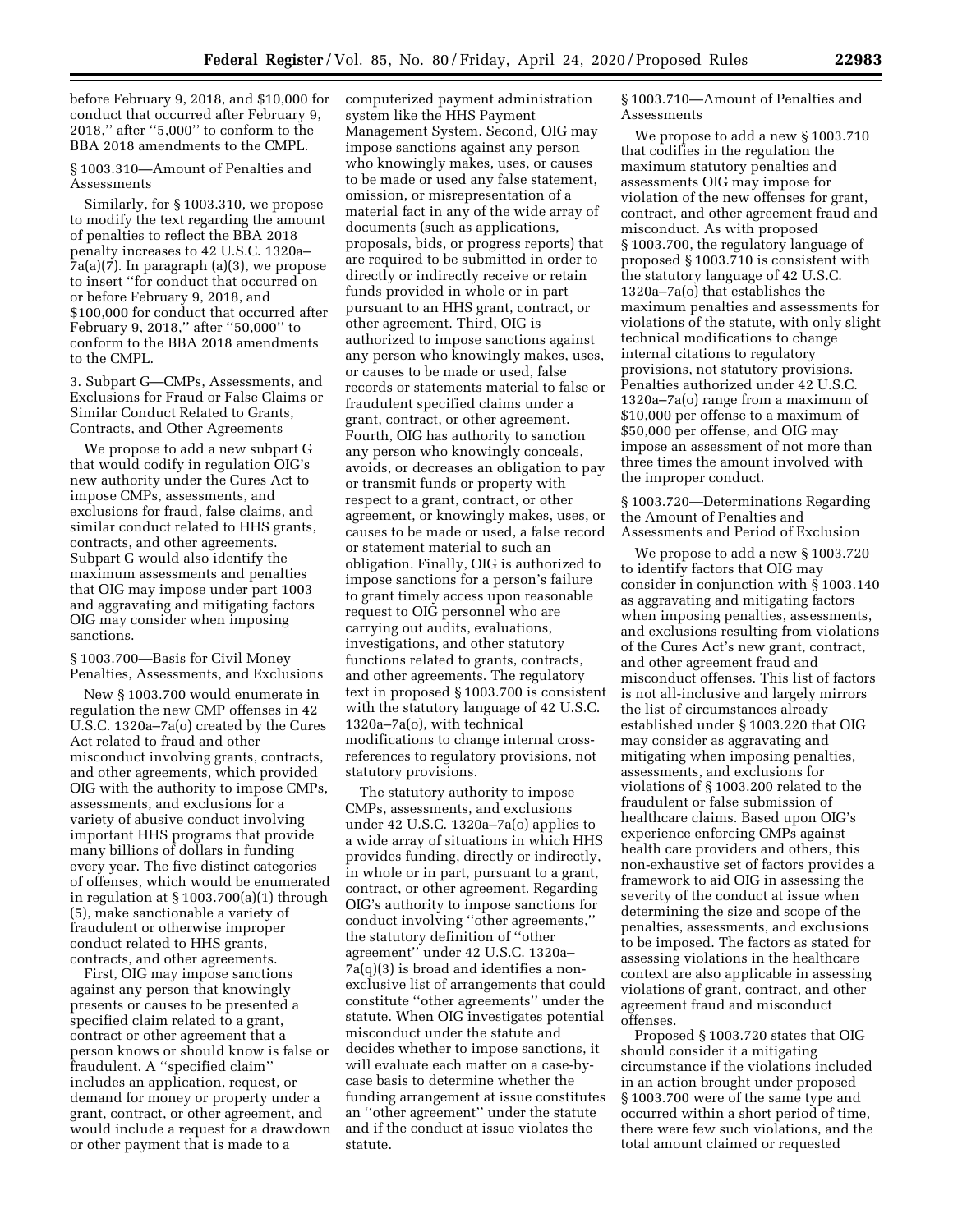before February 9, 2018, and $10,000 for conduct that occurred after February 9, 2018,'' after ''5,000'' to conform to the BBA 2018 amendments to the CMPL.

§ 1003.310—Amount of Penalties and Assessments

Similarly, for § 1003.310, we propose to modify the text regarding the amount of penalties to reflect the BBA 2018 penalty increases to 42 U.S.C. 1320a–7a(a)(7). In paragraph (a)(3), we propose to insert ''for conduct that occurred on or before February 9, 2018, and $100,000 for conduct that occurred after February 9, 2018,'' after ''50,000'' to conform to the BBA 2018 amendments to the CMPL.

3. Subpart G—CMPs, Assessments, and Exclusions for Fraud or False Claims or Similar Conduct Related to Grants, Contracts, and Other Agreements

We propose to add a new subpart G that would codify in regulation OIG's new authority under the Cures Act to impose CMPs, assessments, and exclusions for fraud, false claims, and similar conduct related to HHS grants, contracts, and other agreements. Subpart G would also identify the maximum assessments and penalties that OIG may impose under part 1003 and aggravating and mitigating factors OIG may consider when imposing sanctions.

§ 1003.700—Basis for Civil Money Penalties, Assessments, and Exclusions

New § 1003.700 would enumerate in regulation the new CMP offenses in 42 U.S.C. 1320a–7a(o) created by the Cures Act related to fraud and other misconduct involving grants, contracts, and other agreements, which provided OIG with the authority to impose CMPs, assessments, and exclusions for a variety of abusive conduct involving important HHS programs that provide many billions of dollars in funding every year. The five distinct categories of offenses, which would be enumerated in regulation at § 1003.700(a)(1) through (5), make sanctionable a variety of fraudulent or otherwise improper conduct related to HHS grants, contracts, and other agreements.

First, OIG may impose sanctions against any person that knowingly presents or causes to be presented a specified claim related to a grant, contract or other agreement that a person knows or should know is false or fraudulent. A ''specified claim'' includes an application, request, or demand for money or property under a grant, contract, or other agreement, and would include a request for a drawdown or other payment that is made to a computerized payment administration system like the HHS Payment Management System. Second, OIG may impose sanctions against any person who knowingly makes, uses, or causes to be made or used any false statement, omission, or misrepresentation of a material fact in any of the wide array of documents (such as applications, proposals, bids, or progress reports) that are required to be submitted in order to directly or indirectly receive or retain funds provided in whole or in part pursuant to an HHS grant, contract, or other agreement. Third, OIG is authorized to impose sanctions against any person who knowingly makes, uses, or causes to be made or used, false records or statements material to false or fraudulent specified claims under a grant, contract, or other agreement. Fourth, OIG has authority to sanction any person who knowingly conceals, avoids, or decreases an obligation to pay or transmit funds or property with respect to a grant, contract, or other agreement, or knowingly makes, uses, or causes to be made or used, a false record or statement material to such an obligation. Finally, OIG is authorized to impose sanctions for a person's failure to grant timely access upon reasonable request to OIG personnel who are carrying out audits, evaluations, investigations, and other statutory functions related to grants, contracts, and other agreements. The regulatory text in proposed § 1003.700 is consistent with the statutory language of 42 U.S.C. 1320a–7a(o), with technical modifications to change internal cross-references to regulatory provisions, not statutory provisions.

The statutory authority to impose CMPs, assessments, and exclusions under 42 U.S.C. 1320a–7a(o) applies to a wide array of situations in which HHS provides funding, directly or indirectly, in whole or in part, pursuant to a grant, contract, or other agreement. Regarding OIG's authority to impose sanctions for conduct involving ''other agreements,'' the statutory definition of ''other agreement'' under 42 U.S.C. 1320a–7a(q)(3) is broad and identifies a non-exclusive list of arrangements that could constitute ''other agreements'' under the statute. When OIG investigates potential misconduct under the statute and decides whether to impose sanctions, it will evaluate each matter on a case-by-case basis to determine whether the funding arrangement at issue constitutes an ''other agreement'' under the statute and if the conduct at issue violates the statute.

§ 1003.710—Amount of Penalties and Assessments

We propose to add a new § 1003.710 that codifies in the regulation the maximum statutory penalties and assessments OIG may impose for violation of the new offenses for grant, contract, and other agreement fraud and misconduct. As with proposed § 1003.700, the regulatory language of proposed § 1003.710 is consistent with the statutory language of 42 U.S.C. 1320a–7a(o) that establishes the maximum penalties and assessments for violations of the statute, with only slight technical modifications to change internal citations to regulatory provisions, not statutory provisions. Penalties authorized under 42 U.S.C. 1320a–7a(o) range from a maximum of $10,000 per offense to a maximum of $50,000 per offense, and OIG may impose an assessment of not more than three times the amount involved with the improper conduct.

§ 1003.720—Determinations Regarding the Amount of Penalties and Assessments and Period of Exclusion

We propose to add a new § 1003.720 to identify factors that OIG may consider in conjunction with § 1003.140 as aggravating and mitigating factors when imposing penalties, assessments, and exclusions resulting from violations of the Cures Act's new grant, contract, and other agreement fraud and misconduct offenses. This list of factors is not all-inclusive and largely mirrors the list of circumstances already established under § 1003.220 that OIG may consider as aggravating and mitigating when imposing penalties, assessments, and exclusions for violations of § 1003.200 related to the fraudulent or false submission of healthcare claims. Based upon OIG's experience enforcing CMPs against health care providers and others, this non-exhaustive set of factors provides a framework to aid OIG in assessing the severity of the conduct at issue when determining the size and scope of the penalties, assessments, and exclusions to be imposed. The factors as stated for assessing violations in the healthcare context are also applicable in assessing violations of grant, contract, and other agreement fraud and misconduct offenses.

Proposed § 1003.720 states that OIG should consider it a mitigating circumstance if the violations included in an action brought under proposed § 1003.700 were of the same type and occurred within a short period of time, there were few such violations, and the total amount claimed or requested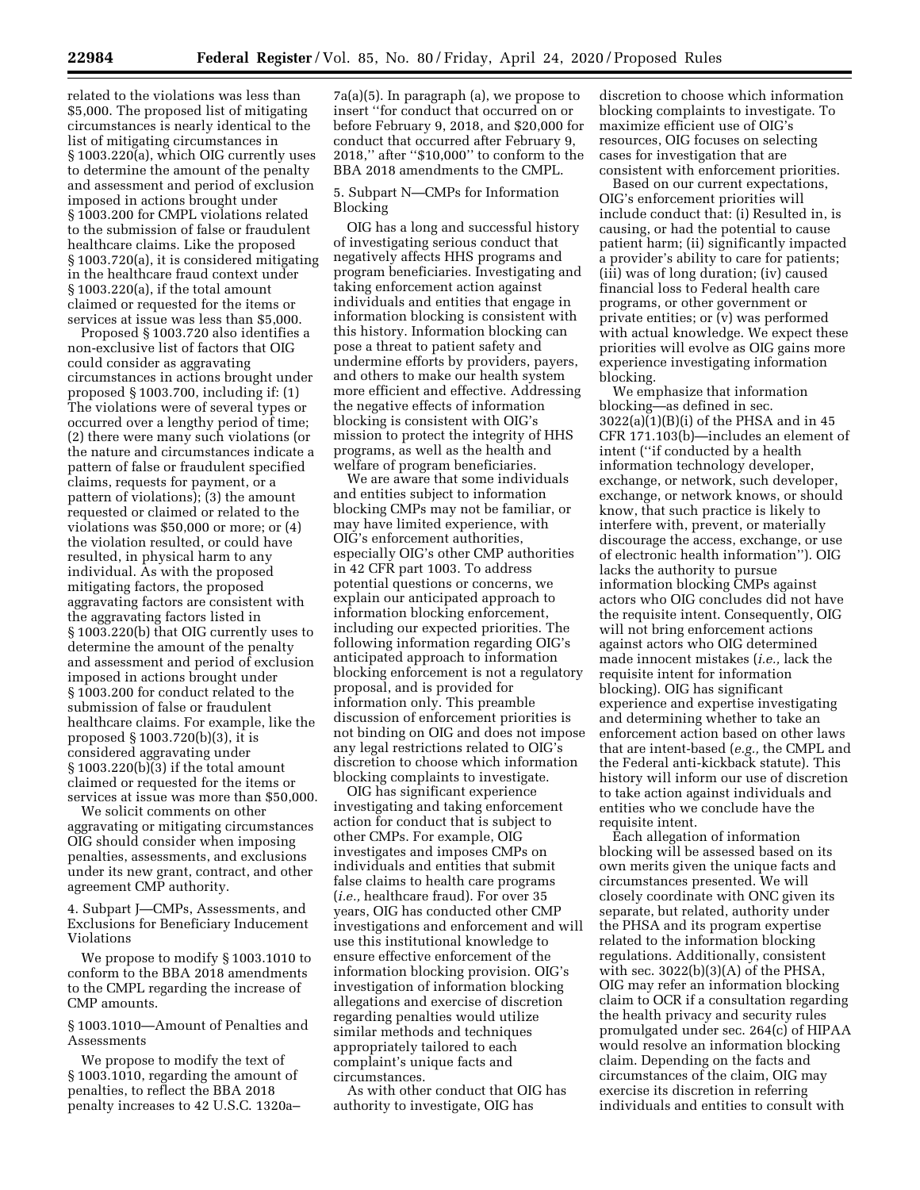related to the violations was less than $5,000. The proposed list of mitigating circumstances is nearly identical to the list of mitigating circumstances in § 1003.220(a), which OIG currently uses to determine the amount of the penalty and assessment and period of exclusion imposed in actions brought under § 1003.200 for CMPL violations related to the submission of false or fraudulent healthcare claims. Like the proposed § 1003.720(a), it is considered mitigating in the healthcare fraud context under § 1003.220(a), if the total amount claimed or requested for the items or services at issue was less than $5,000.

Proposed § 1003.720 also identifies a non-exclusive list of factors that OIG could consider as aggravating circumstances in actions brought under proposed § 1003.700, including if: (1) The violations were of several types or occurred over a lengthy period of time; (2) there were many such violations (or the nature and circumstances indicate a pattern of false or fraudulent specified claims, requests for payment, or a pattern of violations); (3) the amount requested or claimed or related to the violations was $50,000 or more; or (4) the violation resulted, or could have resulted, in physical harm to any individual. As with the proposed mitigating factors, the proposed aggravating factors are consistent with the aggravating factors listed in § 1003.220(b) that OIG currently uses to determine the amount of the penalty and assessment and period of exclusion imposed in actions brought under § 1003.200 for conduct related to the submission of false or fraudulent healthcare claims. For example, like the proposed § 1003.720(b)(3), it is considered aggravating under § 1003.220(b)(3) if the total amount claimed or requested for the items or services at issue was more than $50,000.

We solicit comments on other aggravating or mitigating circumstances OIG should consider when imposing penalties, assessments, and exclusions under its new grant, contract, and other agreement CMP authority.

4. Subpart J—CMPs, Assessments, and Exclusions for Beneficiary Inducement Violations

We propose to modify § 1003.1010 to conform to the BBA 2018 amendments to the CMPL regarding the increase of CMP amounts.

§ 1003.1010—Amount of Penalties and Assessments

We propose to modify the text of § 1003.1010, regarding the amount of penalties, to reflect the BBA 2018 penalty increases to 42 U.S.C. 1320a–7a(a)(5). In paragraph (a), we propose to insert "for conduct that occurred on or before February 9, 2018, and $20,000 for conduct that occurred after February 9, 2018," after "$10,000" to conform to the BBA 2018 amendments to the CMPL.

5. Subpart N—CMPs for Information Blocking

OIG has a long and successful history of investigating serious conduct that negatively affects HHS programs and program beneficiaries. Investigating and taking enforcement action against individuals and entities that engage in information blocking is consistent with this history. Information blocking can pose a threat to patient safety and undermine efforts by providers, payers, and others to make our health system more efficient and effective. Addressing the negative effects of information blocking is consistent with OIG's mission to protect the integrity of HHS programs, as well as the health and welfare of program beneficiaries.

We are aware that some individuals and entities subject to information blocking CMPs may not be familiar, or may have limited experience, with OIG's enforcement authorities, especially OIG's other CMP authorities in 42 CFR part 1003. To address potential questions or concerns, we explain our anticipated approach to information blocking enforcement, including our expected priorities. The following information regarding OIG's anticipated approach to information blocking enforcement is not a regulatory proposal, and is provided for information only. This preamble discussion of enforcement priorities is not binding on OIG and does not impose any legal restrictions related to OIG's discretion to choose which information blocking complaints to investigate.

OIG has significant experience investigating and taking enforcement action for conduct that is subject to other CMPs. For example, OIG investigates and imposes CMPs on individuals and entities that submit false claims to health care programs (*i.e.,* healthcare fraud). For over 35 years, OIG has conducted other CMP investigations and enforcement and will use this institutional knowledge to ensure effective enforcement of the information blocking provision. OIG's investigation of information blocking allegations and exercise of discretion regarding penalties would utilize similar methods and techniques appropriately tailored to each complaint's unique facts and circumstances.

As with other conduct that OIG has authority to investigate, OIG has discretion to choose which information blocking complaints to investigate. To maximize efficient use of OIG's resources, OIG focuses on selecting cases for investigation that are consistent with enforcement priorities.

Based on our current expectations, OIG's enforcement priorities will include conduct that: (i) Resulted in, is causing, or had the potential to cause patient harm; (ii) significantly impacted a provider's ability to care for patients; (iii) was of long duration; (iv) caused financial loss to Federal health care programs, or other government or private entities; or (v) was performed with actual knowledge. We expect these priorities will evolve as OIG gains more experience investigating information blocking.

We emphasize that information blocking—as defined in sec. 3022(a)(1)(B)(i) of the PHSA and in 45 CFR 171.103(b)—includes an element of intent ("if conducted by a health information technology developer, exchange, or network, such developer, exchange, or network knows, or should know, that such practice is likely to interfere with, prevent, or materially discourage the access, exchange, or use of electronic health information"). OIG lacks the authority to pursue information blocking CMPs against actors who OIG concludes did not have the requisite intent. Consequently, OIG will not bring enforcement actions against actors who OIG determined made innocent mistakes (*i.e.,* lack the requisite intent for information blocking). OIG has significant experience and expertise investigating and determining whether to take an enforcement action based on other laws that are intent-based (*e.g.,* the CMPL and the Federal anti-kickback statute). This history will inform our use of discretion to take action against individuals and entities who we conclude have the requisite intent.

Each allegation of information blocking will be assessed based on its own merits given the unique facts and circumstances presented. We will closely coordinate with ONC given its separate, but related, authority under the PHSA and its program expertise related to the information blocking regulations. Additionally, consistent with sec. 3022(b)(3)(A) of the PHSA, OIG may refer an information blocking claim to OCR if a consultation regarding the health privacy and security rules promulgated under sec. 264(c) of HIPAA would resolve an information blocking claim. Depending on the facts and circumstances of the claim, OIG may exercise its discretion in referring individuals and entities to consult with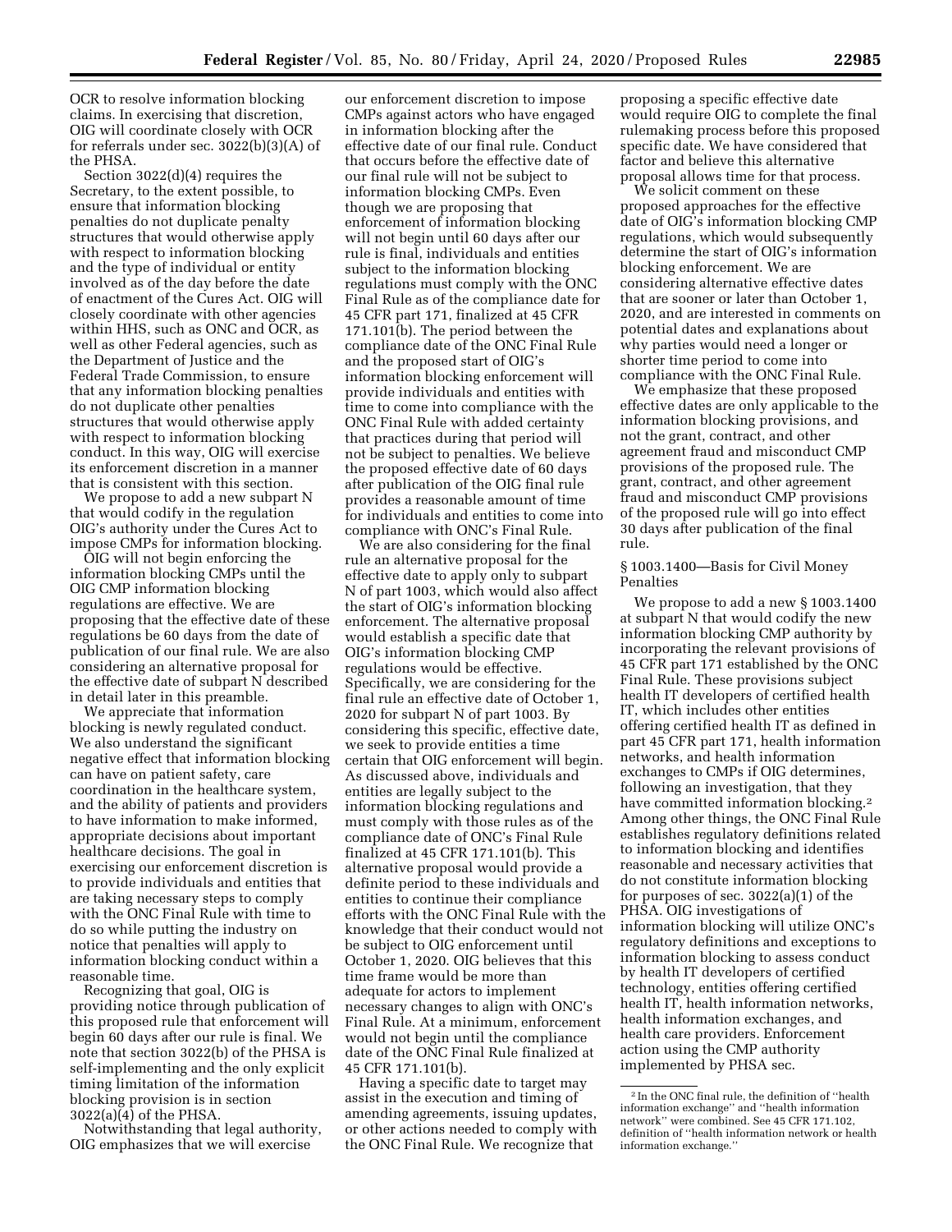OCR to resolve information blocking claims. In exercising that discretion, OIG will coordinate closely with OCR for referrals under sec. 3022(b)(3)(A) of the PHSA.

Section 3022(d)(4) requires the Secretary, to the extent possible, to ensure that information blocking penalties do not duplicate penalty structures that would otherwise apply with respect to information blocking and the type of individual or entity involved as of the day before the date of enactment of the Cures Act. OIG will closely coordinate with other agencies within HHS, such as ONC and OCR, as well as other Federal agencies, such as the Department of Justice and the Federal Trade Commission, to ensure that any information blocking penalties do not duplicate other penalties structures that would otherwise apply with respect to information blocking conduct. In this way, OIG will exercise its enforcement discretion in a manner that is consistent with this section.

We propose to add a new subpart N that would codify in the regulation OIG's authority under the Cures Act to impose CMPs for information blocking.

OIG will not begin enforcing the information blocking CMPs until the OIG CMP information blocking regulations are effective. We are proposing that the effective date of these regulations be 60 days from the date of publication of our final rule. We are also considering an alternative proposal for the effective date of subpart N described in detail later in this preamble.

We appreciate that information blocking is newly regulated conduct. We also understand the significant negative effect that information blocking can have on patient safety, care coordination in the healthcare system, and the ability of patients and providers to have information to make informed, appropriate decisions about important healthcare decisions. The goal in exercising our enforcement discretion is to provide individuals and entities that are taking necessary steps to comply with the ONC Final Rule with time to do so while putting the industry on notice that penalties will apply to information blocking conduct within a reasonable time.

Recognizing that goal, OIG is providing notice through publication of this proposed rule that enforcement will begin 60 days after our rule is final. We note that section 3022(b) of the PHSA is self-implementing and the only explicit timing limitation of the information blocking provision is in section 3022(a)(4) of the PHSA.

Notwithstanding that legal authority, OIG emphasizes that we will exercise our enforcement discretion to impose CMPs against actors who have engaged in information blocking after the effective date of our final rule. Conduct that occurs before the effective date of our final rule will not be subject to information blocking CMPs. Even though we are proposing that enforcement of information blocking will not begin until 60 days after our rule is final, individuals and entities subject to the information blocking regulations must comply with the ONC Final Rule as of the compliance date for 45 CFR part 171, finalized at 45 CFR 171.101(b). The period between the compliance date of the ONC Final Rule and the proposed start of OIG's information blocking enforcement will provide individuals and entities with time to come into compliance with the ONC Final Rule with added certainty that practices during that period will not be subject to penalties. We believe the proposed effective date of 60 days after publication of the OIG final rule provides a reasonable amount of time for individuals and entities to come into compliance with ONC's Final Rule.

We are also considering for the final rule an alternative proposal for the effective date to apply only to subpart N of part 1003, which would also affect the start of OIG's information blocking enforcement. The alternative proposal would establish a specific date that OIG's information blocking CMP regulations would be effective. Specifically, we are considering for the final rule an effective date of October 1, 2020 for subpart N of part 1003. By considering this specific, effective date, we seek to provide entities a time certain that OIG enforcement will begin. As discussed above, individuals and entities are legally subject to the information blocking regulations and must comply with those rules as of the compliance date of ONC's Final Rule finalized at 45 CFR 171.101(b). This alternative proposal would provide a definite period to these individuals and entities to continue their compliance efforts with the ONC Final Rule with the knowledge that their conduct would not be subject to OIG enforcement until October 1, 2020. OIG believes that this time frame would be more than adequate for actors to implement necessary changes to align with ONC's Final Rule. At a minimum, enforcement would not begin until the compliance date of the ONC Final Rule finalized at 45 CFR 171.101(b).

Having a specific date to target may assist in the execution and timing of amending agreements, issuing updates, or other actions needed to comply with the ONC Final Rule. We recognize that proposing a specific effective date would require OIG to complete the final rulemaking process before this proposed specific date. We have considered that factor and believe this alternative proposal allows time for that process.

We solicit comment on these proposed approaches for the effective date of OIG's information blocking CMP regulations, which would subsequently determine the start of OIG's information blocking enforcement. We are considering alternative effective dates that are sooner or later than October 1, 2020, and are interested in comments on potential dates and explanations about why parties would need a longer or shorter time period to come into compliance with the ONC Final Rule.

We emphasize that these proposed effective dates are only applicable to the information blocking provisions, and not the grant, contract, and other agreement fraud and misconduct CMP provisions of the proposed rule. The grant, contract, and other agreement fraud and misconduct CMP provisions of the proposed rule will go into effect 30 days after publication of the final rule.

### § 1003.1400—Basis for Civil Money Penalties

We propose to add a new § 1003.1400 at subpart N that would codify the new information blocking CMP authority by incorporating the relevant provisions of 45 CFR part 171 established by the ONC Final Rule. These provisions subject health IT developers of certified health IT, which includes other entities offering certified health IT as defined in part 45 CFR part 171, health information networks, and health information exchanges to CMPs if OIG determines, following an investigation, that they have committed information blocking.[2] Among other things, the ONC Final Rule establishes regulatory definitions related to information blocking and identifies reasonable and necessary activities that do not constitute information blocking for purposes of sec. 3022(a)(1) of the PHSA. OIG investigations of information blocking will utilize ONC's regulatory definitions and exceptions to information blocking to assess conduct by health IT developers of certified technology, entities offering certified health IT, health information networks, health information exchanges, and health care providers. Enforcement action using the CMP authority implemented by PHSA sec.

[2] In the ONC final rule, the definition of ''health information exchange'' and ''health information network'' were combined. See 45 CFR 171.102, definition of ''health information network or health information exchange.''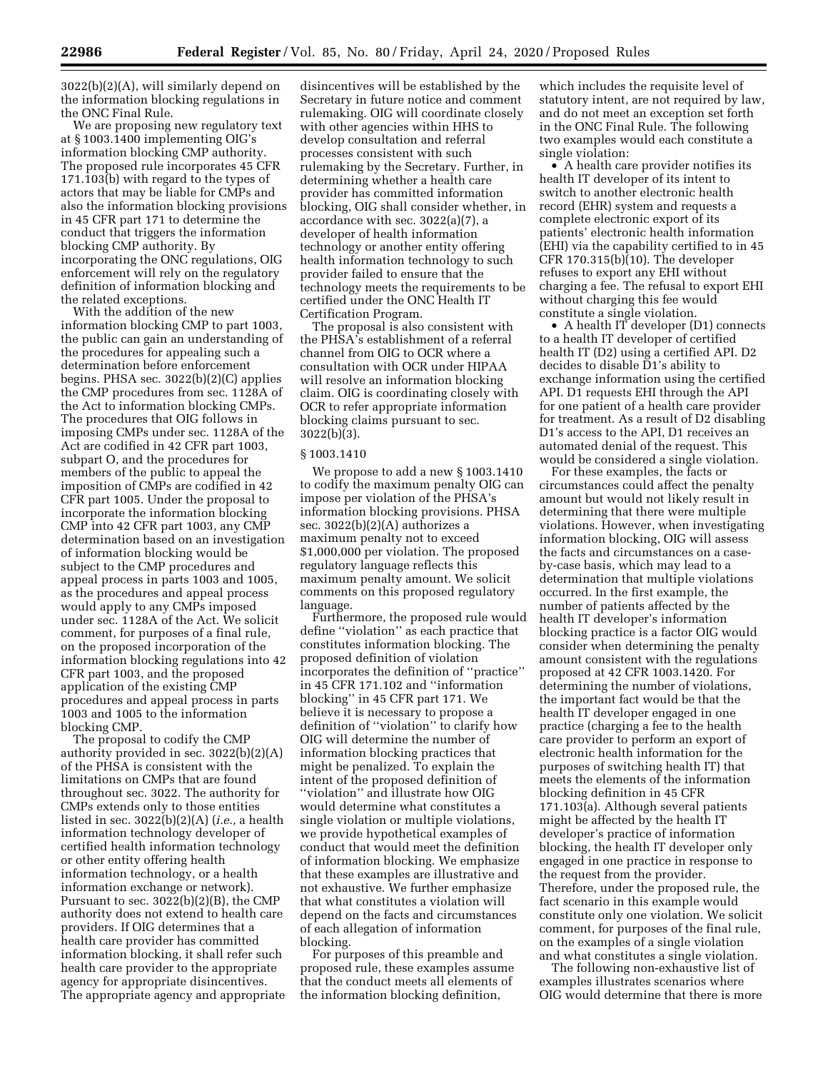3022(b)(2)(A), will similarly depend on the information blocking regulations in the ONC Final Rule.

We are proposing new regulatory text at § 1003.1400 implementing OIG's information blocking CMP authority. The proposed rule incorporates 45 CFR 171.103(b) with regard to the types of actors that may be liable for CMPs and also the information blocking provisions in 45 CFR part 171 to determine the conduct that triggers the information blocking CMP authority. By incorporating the ONC regulations, OIG enforcement will rely on the regulatory definition of information blocking and the related exceptions.

With the addition of the new information blocking CMP to part 1003, the public can gain an understanding of the procedures for appealing such a determination before enforcement begins. PHSA sec. 3022(b)(2)(C) applies the CMP procedures from sec. 1128A of the Act to information blocking CMPs. The procedures that OIG follows in imposing CMPs under sec. 1128A of the Act are codified in 42 CFR part 1003, subpart O, and the procedures for members of the public to appeal the imposition of CMPs are codified in 42 CFR part 1005. Under the proposal to incorporate the information blocking CMP into 42 CFR part 1003, any CMP determination based on an investigation of information blocking would be subject to the CMP procedures and appeal process in parts 1003 and 1005, as the procedures and appeal process would apply to any CMPs imposed under sec. 1128A of the Act. We solicit comment, for purposes of a final rule, on the proposed incorporation of the information blocking regulations into 42 CFR part 1003, and the proposed application of the existing CMP procedures and appeal process in parts 1003 and 1005 to the information blocking CMP.

The proposal to codify the CMP authority provided in sec. 3022(b)(2)(A) of the PHSA is consistent with the limitations on CMPs that are found throughout sec. 3022. The authority for CMPs extends only to those entities listed in sec. 3022(b)(2)(A) (*i.e.,* a health information technology developer of certified health information technology or other entity offering health information technology, or a health information exchange or network). Pursuant to sec. 3022(b)(2)(B), the CMP authority does not extend to health care providers. If OIG determines that a health care provider has committed information blocking, it shall refer such health care provider to the appropriate agency for appropriate disincentives. The appropriate agency and appropriate disincentives will be established by the Secretary in future notice and comment rulemaking. OIG will coordinate closely with other agencies within HHS to develop consultation and referral processes consistent with such rulemaking by the Secretary. Further, in determining whether a health care provider has committed information blocking, OIG shall consider whether, in accordance with sec. 3022(a)(7), a developer of health information technology or another entity offering health information technology to such provider failed to ensure that the technology meets the requirements to be certified under the ONC Health IT Certification Program.

The proposal is also consistent with the PHSA's establishment of a referral channel from OIG to OCR where a consultation with OCR under HIPAA will resolve an information blocking claim. OIG is coordinating closely with OCR to refer appropriate information blocking claims pursuant to sec. 3022(b)(3).

§ 1003.1410

We propose to add a new § 1003.1410 to codify the maximum penalty OIG can impose per violation of the PHSA's information blocking provisions. PHSA sec. 3022(b)(2)(A) authorizes a maximum penalty not to exceed $1,000,000 per violation. The proposed regulatory language reflects this maximum penalty amount. We solicit comments on this proposed regulatory language.

Furthermore, the proposed rule would define ''violation'' as each practice that constitutes information blocking. The proposed definition of violation incorporates the definition of ''practice'' in 45 CFR 171.102 and ''information blocking'' in 45 CFR part 171. We believe it is necessary to propose a definition of ''violation'' to clarify how OIG will determine the number of information blocking practices that might be penalized. To explain the intent of the proposed definition of ''violation'' and illustrate how OIG would determine what constitutes a single violation or multiple violations, we provide hypothetical examples of conduct that would meet the definition of information blocking. We emphasize that these examples are illustrative and not exhaustive. We further emphasize that what constitutes a violation will depend on the facts and circumstances of each allegation of information blocking.

For purposes of this preamble and proposed rule, these examples assume that the conduct meets all elements of the information blocking definition, which includes the requisite level of statutory intent, are not required by law, and do not meet an exception set forth in the ONC Final Rule. The following two examples would each constitute a single violation:

- A health care provider notifies its health IT developer of its intent to switch to another electronic health record (EHR) system and requests a complete electronic export of its patients' electronic health information (EHI) via the capability certified to in 45 CFR 170.315(b)(10). The developer refuses to export any EHI without charging a fee. The refusal to export EHI without charging this fee would constitute a single violation.
- A health IT developer (D1) connects to a health IT developer of certified health IT (D2) using a certified API. D2 decides to disable D1's ability to exchange information using the certified API. D1 requests EHI through the API for one patient of a health care provider for treatment. As a result of D2 disabling D1's access to the API, D1 receives an automated denial of the request. This would be considered a single violation.

For these examples, the facts or circumstances could affect the penalty amount but would not likely result in determining that there were multiple violations. However, when investigating information blocking, OIG will assess the facts and circumstances on a case-by-case basis, which may lead to a determination that multiple violations occurred. In the first example, the number of patients affected by the health IT developer's information blocking practice is a factor OIG would consider when determining the penalty amount consistent with the regulations proposed at 42 CFR 1003.1420. For determining the number of violations, the important fact would be that the health IT developer engaged in one practice (charging a fee to the health care provider to perform an export of electronic health information for the purposes of switching health IT) that meets the elements of the information blocking definition in 45 CFR 171.103(a). Although several patients might be affected by the health IT developer's practice of information blocking, the health IT developer only engaged in one practice in response to the request from the provider. Therefore, under the proposed rule, the fact scenario in this example would constitute only one violation. We solicit comment, for purposes of the final rule, on the examples of a single violation and what constitutes a single violation.

The following non-exhaustive list of examples illustrates scenarios where OIG would determine that there is more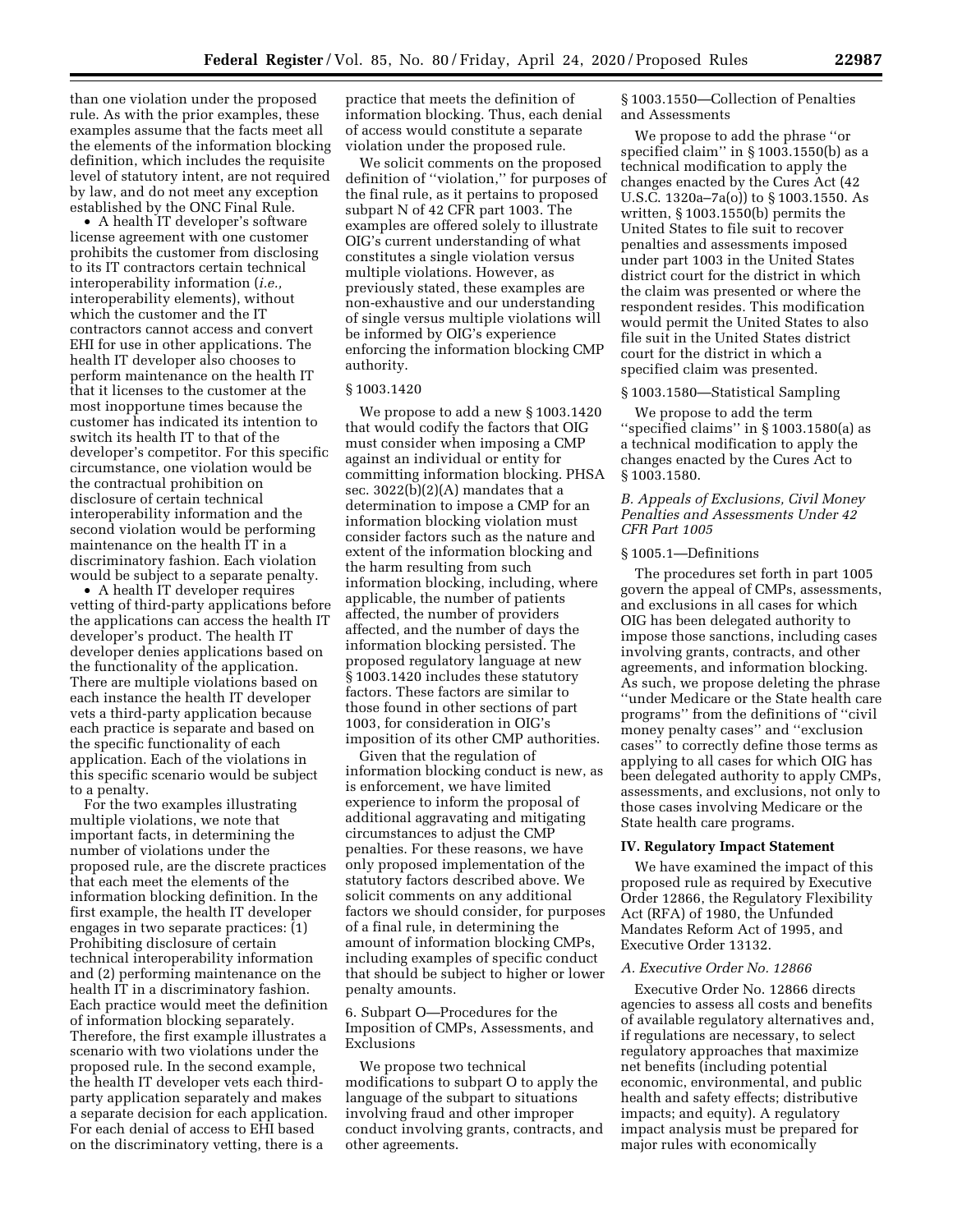than one violation under the proposed rule. As with the prior examples, these examples assume that the facts meet all the elements of the information blocking definition, which includes the requisite level of statutory intent, are not required by law, and do not meet any exception established by the ONC Final Rule.

- A health IT developer's software license agreement with one customer prohibits the customer from disclosing to its IT contractors certain technical interoperability information (*i.e.,* interoperability elements), without which the customer and the IT contractors cannot access and convert EHI for use in other applications. The health IT developer also chooses to perform maintenance on the health IT that it licenses to the customer at the most inopportune times because the customer has indicated its intention to switch its health IT to that of the developer's competitor. For this specific circumstance, one violation would be the contractual prohibition on disclosure of certain technical interoperability information and the second violation would be performing maintenance on the health IT in a discriminatory fashion. Each violation would be subject to a separate penalty.
- A health IT developer requires vetting of third-party applications before the applications can access the health IT developer's product. The health IT developer denies applications based on the functionality of the application. There are multiple violations based on each instance the health IT developer vets a third-party application because each practice is separate and based on the specific functionality of each application. Each of the violations in this specific scenario would be subject to a penalty.

For the two examples illustrating multiple violations, we note that important facts, in determining the number of violations under the proposed rule, are the discrete practices that each meet the elements of the information blocking definition. In the first example, the health IT developer engages in two separate practices: (1) Prohibiting disclosure of certain technical interoperability information and (2) performing maintenance on the health IT in a discriminatory fashion. Each practice would meet the definition of information blocking separately. Therefore, the first example illustrates a scenario with two violations under the proposed rule. In the second example, the health IT developer vets each third-party application separately and makes a separate decision for each application. For each denial of access to EHI based on the discriminatory vetting, there is a practice that meets the definition of information blocking. Thus, each denial of access would constitute a separate violation under the proposed rule.

We solicit comments on the proposed definition of "violation," for purposes of the final rule, as it pertains to proposed subpart N of 42 CFR part 1003. The examples are offered solely to illustrate OIG's current understanding of what constitutes a single violation versus multiple violations. However, as previously stated, these examples are non-exhaustive and our understanding of single versus multiple violations will be informed by OIG's experience enforcing the information blocking CMP authority.

§ 1003.1420

We propose to add a new § 1003.1420 that would codify the factors that OIG must consider when imposing a CMP against an individual or entity for committing information blocking. PHSA sec. 3022(b)(2)(A) mandates that a determination to impose a CMP for an information blocking violation must consider factors such as the nature and extent of the information blocking and the harm resulting from such information blocking, including, where applicable, the number of patients affected, the number of providers affected, and the number of days the information blocking persisted. The proposed regulatory language at new § 1003.1420 includes these statutory factors. These factors are similar to those found in other sections of part 1003, for consideration in OIG's imposition of its other CMP authorities.

Given that the regulation of information blocking conduct is new, as is enforcement, we have limited experience to inform the proposal of additional aggravating and mitigating circumstances to adjust the CMP penalties. For these reasons, we have only proposed implementation of the statutory factors described above. We solicit comments on any additional factors we should consider, for purposes of a final rule, in determining the amount of information blocking CMPs, including examples of specific conduct that should be subject to higher or lower penalty amounts.

6. Subpart O—Procedures for the Imposition of CMPs, Assessments, and Exclusions

We propose two technical modifications to subpart O to apply the language of the subpart to situations involving fraud and other improper conduct involving grants, contracts, and other agreements.

§ 1003.1550—Collection of Penalties and Assessments

We propose to add the phrase "or specified claim" in § 1003.1550(b) as a technical modification to apply the changes enacted by the Cures Act (42 U.S.C. 1320a–7a(o)) to § 1003.1550. As written, § 1003.1550(b) permits the United States to file suit to recover penalties and assessments imposed under part 1003 in the United States district court for the district in which the claim was presented or where the respondent resides. This modification would permit the United States to also file suit in the United States district court for the district in which a specified claim was presented.

§ 1003.1580—Statistical Sampling

We propose to add the term "specified claims" in § 1003.1580(a) as a technical modification to apply the changes enacted by the Cures Act to § 1003.1580.

### *B. Appeals of Exclusions, Civil Money Penalties and Assessments Under 42 CFR Part 1005*

§ 1005.1—Definitions

The procedures set forth in part 1005 govern the appeal of CMPs, assessments, and exclusions in all cases for which OIG has been delegated authority to impose those sanctions, including cases involving grants, contracts, and other agreements, and information blocking. As such, we propose deleting the phrase "under Medicare or the State health care programs" from the definitions of "civil money penalty cases" and "exclusion cases" to correctly define those terms as applying to all cases for which OIG has been delegated authority to apply CMPs, assessments, and exclusions, not only to those cases involving Medicare or the State health care programs.

## IV. Regulatory Impact Statement

We have examined the impact of this proposed rule as required by Executive Order 12866, the Regulatory Flexibility Act (RFA) of 1980, the Unfunded Mandates Reform Act of 1995, and Executive Order 13132.

### *A. Executive Order No. 12866*

Executive Order No. 12866 directs agencies to assess all costs and benefits of available regulatory alternatives and, if regulations are necessary, to select regulatory approaches that maximize net benefits (including potential economic, environmental, and public health and safety effects; distributive impacts; and equity). A regulatory impact analysis must be prepared for major rules with economically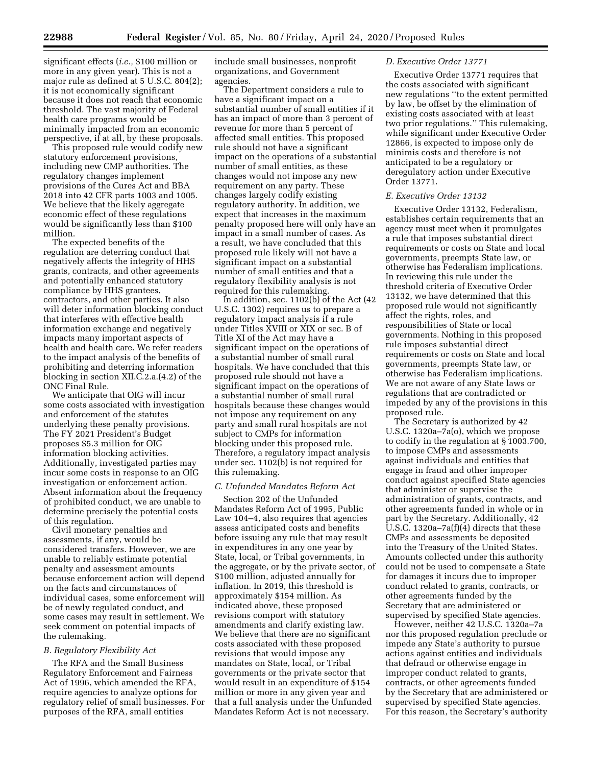significant effects (*i.e.,* $100 million or more in any given year). This is not a major rule as defined at 5 U.S.C. 804(2); it is not economically significant because it does not reach that economic threshold. The vast majority of Federal health care programs would be minimally impacted from an economic perspective, if at all, by these proposals.

This proposed rule would codify new statutory enforcement provisions, including new CMP authorities. The regulatory changes implement provisions of the Cures Act and BBA 2018 into 42 CFR parts 1003 and 1005. We believe that the likely aggregate economic effect of these regulations would be significantly less than $100 million.

The expected benefits of the regulation are deterring conduct that negatively affects the integrity of HHS grants, contracts, and other agreements and potentially enhanced statutory compliance by HHS grantees, contractors, and other parties. It also will deter information blocking conduct that interferes with effective health information exchange and negatively impacts many important aspects of health and health care. We refer readers to the impact analysis of the benefits of prohibiting and deterring information blocking in section XII.C.2.a.(4.2) of the ONC Final Rule.

We anticipate that OIG will incur some costs associated with investigation and enforcement of the statutes underlying these penalty provisions. The FY 2021 President's Budget proposes $5.3 million for OIG information blocking activities. Additionally, investigated parties may incur some costs in response to an OIG investigation or enforcement action. Absent information about the frequency of prohibited conduct, we are unable to determine precisely the potential costs of this regulation.

Civil monetary penalties and assessments, if any, would be considered transfers. However, we are unable to reliably estimate potential penalty and assessment amounts because enforcement action will depend on the facts and circumstances of individual cases, some enforcement will be of newly regulated conduct, and some cases may result in settlement. We seek comment on potential impacts of the rulemaking.

### *B. Regulatory Flexibility Act*

The RFA and the Small Business Regulatory Enforcement and Fairness Act of 1996, which amended the RFA, require agencies to analyze options for regulatory relief of small businesses. For purposes of the RFA, small entities include small businesses, nonprofit organizations, and Government agencies.

The Department considers a rule to have a significant impact on a substantial number of small entities if it has an impact of more than 3 percent of revenue for more than 5 percent of affected small entities. This proposed rule should not have a significant impact on the operations of a substantial number of small entities, as these changes would not impose any new requirement on any party. These changes largely codify existing regulatory authority. In addition, we expect that increases in the maximum penalty proposed here will only have an impact in a small number of cases. As a result, we have concluded that this proposed rule likely will not have a significant impact on a substantial number of small entities and that a regulatory flexibility analysis is not required for this rulemaking.

In addition, sec. 1102(b) of the Act (42 U.S.C. 1302) requires us to prepare a regulatory impact analysis if a rule under Titles XVIII or XIX or sec. B of Title XI of the Act may have a significant impact on the operations of a substantial number of small rural hospitals. We have concluded that this proposed rule should not have a significant impact on the operations of a substantial number of small rural hospitals because these changes would not impose any requirement on any party and small rural hospitals are not subject to CMPs for information blocking under this proposed rule. Therefore, a regulatory impact analysis under sec. 1102(b) is not required for this rulemaking.

### *C. Unfunded Mandates Reform Act*

Section 202 of the Unfunded Mandates Reform Act of 1995, Public Law 104–4, also requires that agencies assess anticipated costs and benefits before issuing any rule that may result in expenditures in any one year by State, local, or Tribal governments, in the aggregate, or by the private sector, of $100 million, adjusted annually for inflation. In 2019, this threshold is approximately $154 million. As indicated above, these proposed revisions comport with statutory amendments and clarify existing law. We believe that there are no significant costs associated with these proposed revisions that would impose any mandates on State, local, or Tribal governments or the private sector that would result in an expenditure of $154 million or more in any given year and that a full analysis under the Unfunded Mandates Reform Act is not necessary.

### *D. Executive Order 13771*

Executive Order 13771 requires that the costs associated with significant new regulations "to the extent permitted by law, be offset by the elimination of existing costs associated with at least two prior regulations." This rulemaking, while significant under Executive Order 12866, is expected to impose only de minimis costs and therefore is not anticipated to be a regulatory or deregulatory action under Executive Order 13771.

### *E. Executive Order 13132*

Executive Order 13132, Federalism, establishes certain requirements that an agency must meet when it promulgates a rule that imposes substantial direct requirements or costs on State and local governments, preempts State law, or otherwise has Federalism implications. In reviewing this rule under the threshold criteria of Executive Order 13132, we have determined that this proposed rule would not significantly affect the rights, roles, and responsibilities of State or local governments. Nothing in this proposed rule imposes substantial direct requirements or costs on State and local governments, preempts State law, or otherwise has Federalism implications. We are not aware of any State laws or regulations that are contradicted or impeded by any of the provisions in this proposed rule.

The Secretary is authorized by 42 U.S.C. 1320a–7a(o), which we propose to codify in the regulation at § 1003.700, to impose CMPs and assessments against individuals and entities that engage in fraud and other improper conduct against specified State agencies that administer or supervise the administration of grants, contracts, and other agreements funded in whole or in part by the Secretary. Additionally, 42 U.S.C. 1320a–7a(f)(4) directs that these CMPs and assessments be deposited into the Treasury of the United States. Amounts collected under this authority could not be used to compensate a State for damages it incurs due to improper conduct related to grants, contracts, or other agreements funded by the Secretary that are administered or supervised by specified State agencies.

However, neither 42 U.S.C. 1320a–7a nor this proposed regulation preclude or impede any State's authority to pursue actions against entities and individuals that defraud or otherwise engage in improper conduct related to grants, contracts, or other agreements funded by the Secretary that are administered or supervised by specified State agencies. For this reason, the Secretary's authority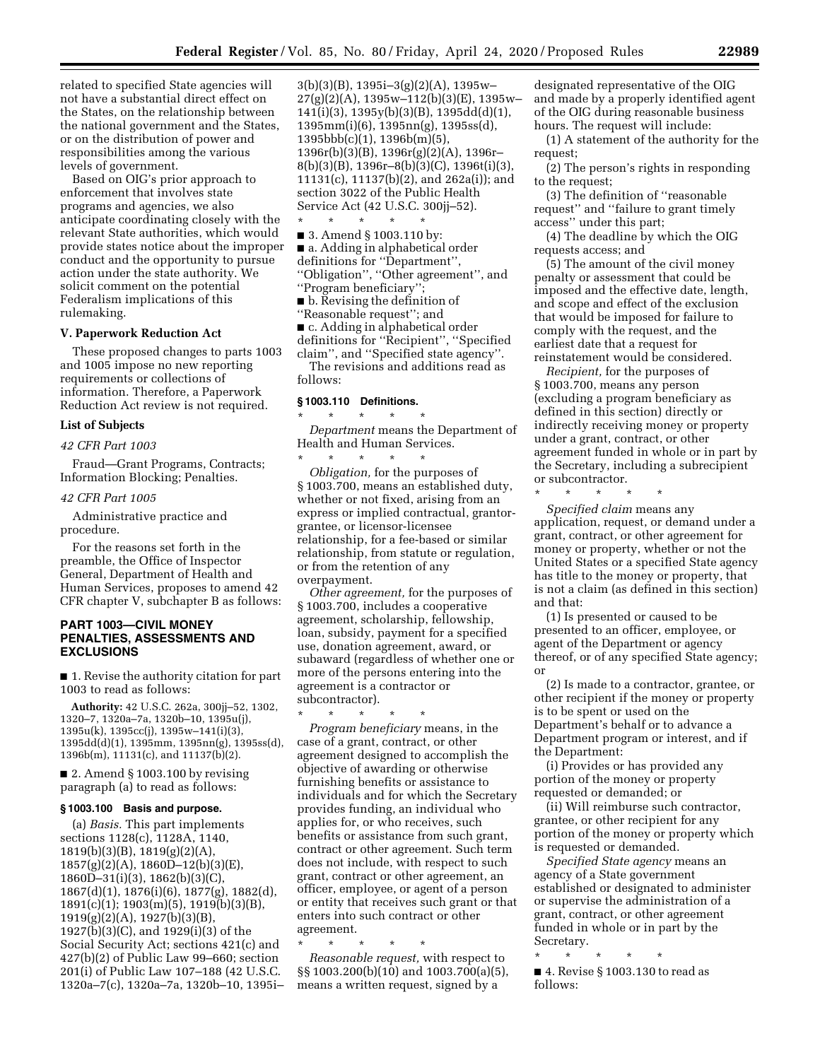related to specified State agencies will not have a substantial direct effect on the States, on the relationship between the national government and the States, or on the distribution of power and responsibilities among the various levels of government.

Based on OIG's prior approach to enforcement that involves state programs and agencies, we also anticipate coordinating closely with the relevant State authorities, which would provide states notice about the improper conduct and the opportunity to pursue action under the state authority. We solicit comment on the potential Federalism implications of this rulemaking.

### V. Paperwork Reduction Act

These proposed changes to parts 1003 and 1005 impose no new reporting requirements or collections of information. Therefore, a Paperwork Reduction Act review is not required.

### List of Subjects

*42 CFR Part 1003*

Fraud—Grant Programs, Contracts; Information Blocking; Penalties.

*42 CFR Part 1005*

Administrative practice and procedure.

For the reasons set forth in the preamble, the Office of Inspector General, Department of Health and Human Services, proposes to amend 42 CFR chapter V, subchapter B as follows:

## PART 1003—CIVIL MONEY PENALTIES, ASSESSMENTS AND EXCLUSIONS

■ 1. Revise the authority citation for part 1003 to read as follows:

**Authority:** 42 U.S.C. 262a, 300jj–52, 1302, 1320–7, 1320a–7a, 1320b–10, 1395u(j), 1395u(k), 1395cc(j), 1395w–141(i)(3), 1395dd(d)(1), 1395mm, 1395nn(g), 1395ss(d), 1396b(m), 11131(c), and 11137(b)(2).

■ 2. Amend § 1003.100 by revising paragraph (a) to read as follows:

### § 1003.100 Basis and purpose.

(a) *Basis.* This part implements sections 1128(c), 1128A, 1140, 1819(b)(3)(B), 1819(g)(2)(A), 1857(g)(2)(A), 1860D–12(b)(3)(E), 1860D–31(i)(3), 1862(b)(3)(C), 1867(d)(1), 1876(i)(6), 1877(g), 1882(d), 1891(c)(1); 1903(m)(5), 1919(b)(3)(B), 1919(g)(2)(A), 1927(b)(3)(B), 1927(b)(3)(C), and 1929(i)(3) of the Social Security Act; sections 421(c) and 427(b)(2) of Public Law 99–660; section 201(i) of Public Law 107–188 (42 U.S.C. 1320a–7(c), 1320a–7a, 1320b–10, 1395i–3(b)(3)(B), 1395i–3(g)(2)(A), 1395w–27(g)(2)(A), 1395w–112(b)(3)(E), 1395w–141(i)(3), 1395y(b)(3)(B), 1395dd(d)(1), 1395mm(i)(6), 1395nn(g), 1395ss(d), 1395bbb(c)(1), 1396b(m)(5), 1396r(b)(3)(B), 1396r(g)(2)(A), 1396r–8(b)(3)(B), 1396r–8(b)(3)(C), 1396t(i)(3), 11131(c), 11137(b)(2), and 262a(i)); and section 3022 of the Public Health Service Act (42 U.S.C. 300jj–52).

\* \* \* \* \*

■ 3. Amend § 1003.110 by:

■ a. Adding in alphabetical order definitions for ''Department'', ''Obligation'', ''Other agreement'', and ''Program beneficiary'';

■ b. Revising the definition of ''Reasonable request''; and

■ c. Adding in alphabetical order definitions for ''Recipient'', ''Specified claim'', and ''Specified state agency''.

The revisions and additions read as follows:

### § 1003.110 Definitions.

\* \* \* \* \*

*Department* means the Department of Health and Human Services.

\* \* \* \* \*

*Obligation,* for the purposes of § 1003.700, means an established duty, whether or not fixed, arising from an express or implied contractual, grantor-grantee, or licensor-licensee relationship, for a fee-based or similar relationship, from statute or regulation, or from the retention of any overpayment.

*Other agreement,* for the purposes of § 1003.700, includes a cooperative agreement, scholarship, fellowship, loan, subsidy, payment for a specified use, donation agreement, award, or subaward (regardless of whether one or more of the persons entering into the agreement is a contractor or subcontractor).

\* \* \* \* \*

*Program beneficiary* means, in the case of a grant, contract, or other agreement designed to accomplish the objective of awarding or otherwise furnishing benefits or assistance to individuals and for which the Secretary provides funding, an individual who applies for, or who receives, such benefits or assistance from such grant, contract or other agreement. Such term does not include, with respect to such grant, contract or other agreement, an officer, employee, or agent of a person or entity that receives such grant or that enters into such contract or other agreement.

\* \* \* \* \*

*Reasonable request,* with respect to §§ 1003.200(b)(10) and 1003.700(a)(5), means a written request, signed by a designated representative of the OIG and made by a properly identified agent of the OIG during reasonable business hours. The request will include:

(1) A statement of the authority for the request;

(2) The person's rights in responding to the request;

(3) The definition of ''reasonable request'' and ''failure to grant timely access'' under this part;

(4) The deadline by which the OIG requests access; and

(5) The amount of the civil money penalty or assessment that could be imposed and the effective date, length, and scope and effect of the exclusion that would be imposed for failure to comply with the request, and the earliest date that a request for reinstatement would be considered.

*Recipient,* for the purposes of § 1003.700, means any person (excluding a program beneficiary as defined in this section) directly or indirectly receiving money or property under a grant, contract, or other agreement funded in whole or in part by the Secretary, including a subrecipient or subcontractor.

\* \* \* \* \*

*Specified claim* means any application, request, or demand under a grant, contract, or other agreement for money or property, whether or not the United States or a specified State agency has title to the money or property, that is not a claim (as defined in this section) and that:

(1) Is presented or caused to be presented to an officer, employee, or agent of the Department or agency thereof, or of any specified State agency; or

(2) Is made to a contractor, grantee, or other recipient if the money or property is to be spent or used on the Department's behalf or to advance a Department program or interest, and if the Department:

(i) Provides or has provided any portion of the money or property requested or demanded; or

(ii) Will reimburse such contractor, grantee, or other recipient for any portion of the money or property which is requested or demanded.

*Specified State agency* means an agency of a State government established or designated to administer or supervise the administration of a grant, contract, or other agreement funded in whole or in part by the Secretary.

\* \* \* \* \*

■ 4. Revise § 1003.130 to read as follows: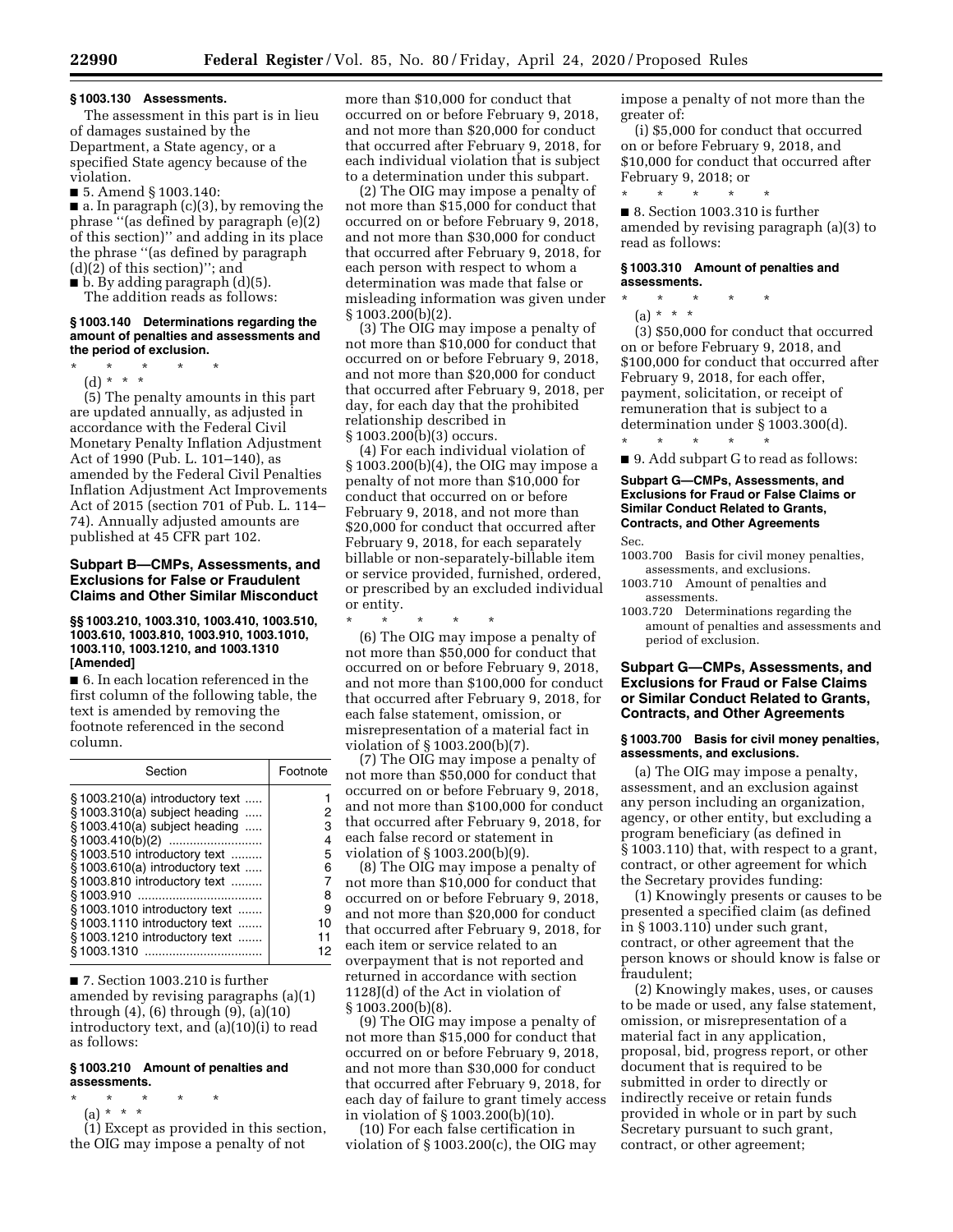### § 1003.130 Assessments.

The assessment in this part is in lieu of damages sustained by the Department, a State agency, or a specified State agency because of the violation.

■ 5. Amend § 1003.140:

■ a. In paragraph (c)(3), by removing the phrase ''(as defined by paragraph (e)(2) of this section)'' and adding in its place the phrase ''(as defined by paragraph (d)(2) of this section)''; and

■ b. By adding paragraph (d)(5).

The addition reads as follows:

### § 1003.140 Determinations regarding the amount of penalties and assessments and the period of exclusion.

\* \* \* \* \*

(d) \* \* \*

(5) The penalty amounts in this part are updated annually, as adjusted in accordance with the Federal Civil Monetary Penalty Inflation Adjustment Act of 1990 (Pub. L. 101–140), as amended by the Federal Civil Penalties Inflation Adjustment Act Improvements Act of 2015 (section 701 of Pub. L. 114–74). Annually adjusted amounts are published at 45 CFR part 102.

## Subpart B—CMPs, Assessments, and Exclusions for False or Fraudulent Claims and Other Similar Misconduct

### §§ 1003.210, 1003.310, 1003.410, 1003.510, 1003.610, 1003.810, 1003.910, 1003.1010, 1003.110, 1003.1210, and 1003.1310 [Amended]

■ 6. In each location referenced in the first column of the following table, the text is amended by removing the footnote referenced in the second column.

| Section | Footnote |
|---|---|
| § 1003.210(a) introductory text | 1 |
| § 1003.310(a) subject heading | 2 |
| § 1003.410(a) subject heading | 3 |
| § 1003.410(b)(2) | 4 |
| § 1003.510 introductory text | 5 |
| § 1003.610(a) introductory text | 6 |
| § 1003.810 introductory text | 7 |
| § 1003.910 | 8 |
| § 1003.1010 introductory text | 9 |
| § 1003.1110 introductory text | 10 |
| § 1003.1210 introductory text | 11 |
| § 1003.1310 | 12 |

■ 7. Section 1003.210 is further amended by revising paragraphs (a)(1) through (4), (6) through (9), (a)(10) introductory text, and (a)(10)(i) to read as follows:

### § 1003.210 Amount of penalties and assessments.

\* \* \* \* \*

(a) \* \* \*

(1) Except as provided in this section, the OIG may impose a penalty of not more than $10,000 for conduct that occurred on or before February 9, 2018, and not more than $20,000 for conduct that occurred after February 9, 2018, for each individual violation that is subject to a determination under this subpart.

(2) The OIG may impose a penalty of not more than $15,000 for conduct that occurred on or before February 9, 2018, and not more than $30,000 for conduct that occurred after February 9, 2018, for each person with respect to whom a determination was made that false or misleading information was given under § 1003.200(b)(2).

(3) The OIG may impose a penalty of not more than $10,000 for conduct that occurred on or before February 9, 2018, and not more than $20,000 for conduct that occurred after February 9, 2018, per day, for each day that the prohibited relationship described in § 1003.200(b)(3) occurs.

(4) For each individual violation of § 1003.200(b)(4), the OIG may impose a penalty of not more than $10,000 for conduct that occurred on or before February 9, 2018, and not more than $20,000 for conduct that occurred after February 9, 2018, for each separately billable or non-separately-billable item or service provided, furnished, ordered, or prescribed by an excluded individual or entity.

\* \* \* \* \*

(6) The OIG may impose a penalty of not more than $50,000 for conduct that occurred on or before February 9, 2018, and not more than $100,000 for conduct that occurred after February 9, 2018, for each false statement, omission, or misrepresentation of a material fact in violation of § 1003.200(b)(7).

(7) The OIG may impose a penalty of not more than $50,000 for conduct that occurred on or before February 9, 2018, and not more than $100,000 for conduct that occurred after February 9, 2018, for each false record or statement in violation of § 1003.200(b)(9).

(8) The OIG may impose a penalty of not more than $10,000 for conduct that occurred on or before February 9, 2018, and not more than $20,000 for conduct that occurred after February 9, 2018, for each item or service related to an overpayment that is not reported and returned in accordance with section 1128J(d) of the Act in violation of § 1003.200(b)(8).

(9) The OIG may impose a penalty of not more than $15,000 for conduct that occurred on or before February 9, 2018, and not more than $30,000 for conduct that occurred after February 9, 2018, for each day of failure to grant timely access in violation of § 1003.200(b)(10).

(10) For each false certification in violation of § 1003.200(c), the OIG may impose a penalty of not more than the greater of:

(i) $5,000 for conduct that occurred on or before February 9, 2018, and $10,000 for conduct that occurred after February 9, 2018; or

\* \* \* \* \*

■ 8. Section 1003.310 is further amended by revising paragraph (a)(3) to read as follows:

### § 1003.310 Amount of penalties and assessments.

\* \* \* \* \*

(a) \* \* \*

(3) $50,000 for conduct that occurred on or before February 9, 2018, and $100,000 for conduct that occurred after February 9, 2018, for each offer, payment, solicitation, or receipt of remuneration that is subject to a determination under § 1003.300(d).

\* \* \* \* \*

■ 9. Add subpart G to read as follows:

#### Subpart G—CMPs, Assessments, and Exclusions for Fraud or False Claims or Similar Conduct Related to Grants, Contracts, and Other Agreements

Sec.

1003.700 Basis for civil money penalties, assessments, and exclusions.

1003.710 Amount of penalties and assessments.

1003.720 Determinations regarding the amount of penalties and assessments and period of exclusion.

## Subpart G—CMPs, Assessments, and Exclusions for Fraud or False Claims or Similar Conduct Related to Grants, Contracts, and Other Agreements

### § 1003.700 Basis for civil money penalties, assessments, and exclusions.

(a) The OIG may impose a penalty, assessment, and an exclusion against any person including an organization, agency, or other entity, but excluding a program beneficiary (as defined in § 1003.110) that, with respect to a grant, contract, or other agreement for which the Secretary provides funding:

(1) Knowingly presents or causes to be presented a specified claim (as defined in § 1003.110) under such grant, contract, or other agreement that the person knows or should know is false or fraudulent;

(2) Knowingly makes, uses, or causes to be made or used, any false statement, omission, or misrepresentation of a material fact in any application, proposal, bid, progress report, or other document that is required to be submitted in order to directly or indirectly receive or retain funds provided in whole or in part by such Secretary pursuant to such grant, contract, or other agreement;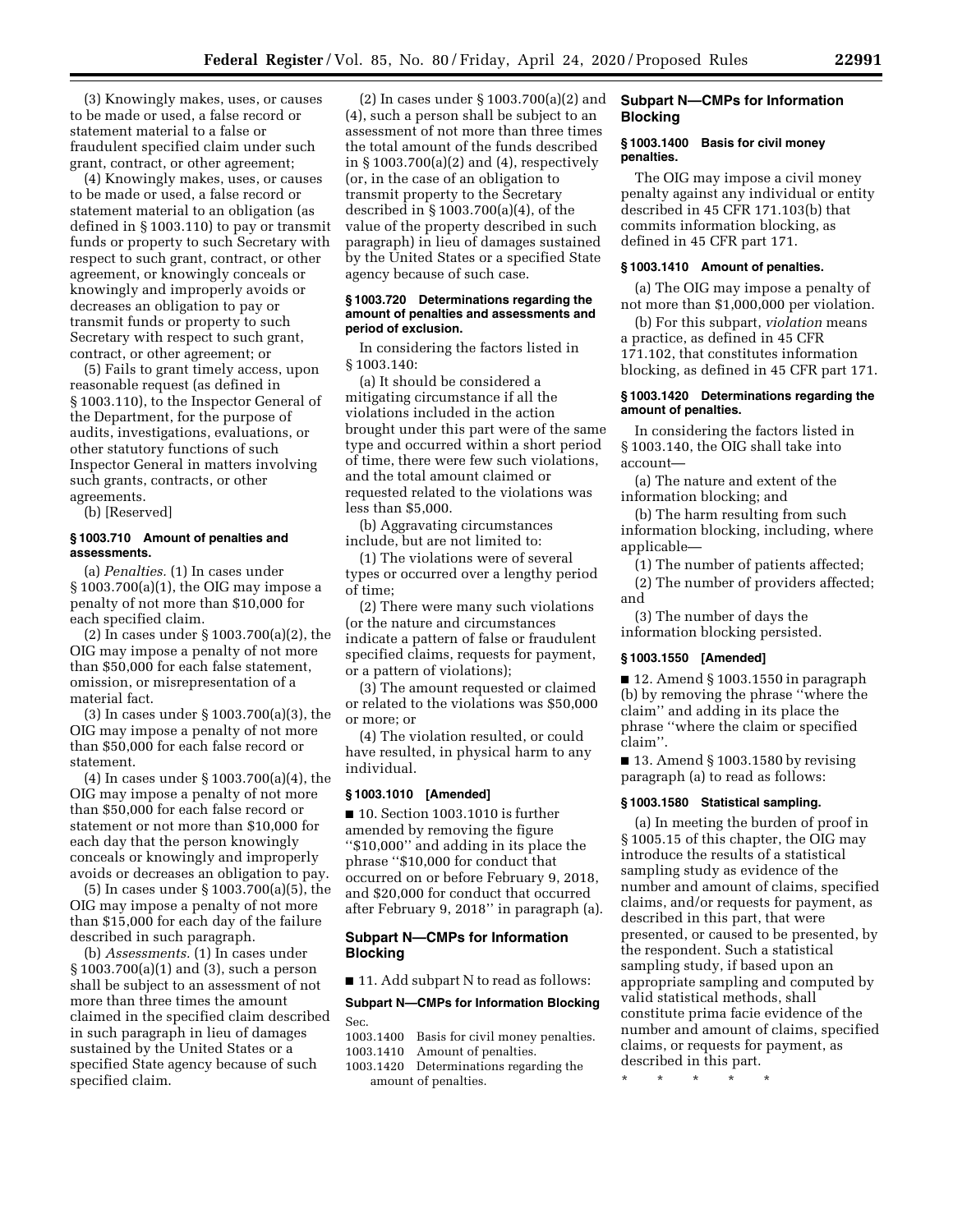(3) Knowingly makes, uses, or causes to be made or used, a false record or statement material to a false or fraudulent specified claim under such grant, contract, or other agreement;

(4) Knowingly makes, uses, or causes to be made or used, a false record or statement material to an obligation (as defined in § 1003.110) to pay or transmit funds or property to such Secretary with respect to such grant, contract, or other agreement, or knowingly conceals or knowingly and improperly avoids or decreases an obligation to pay or transmit funds or property to such Secretary with respect to such grant, contract, or other agreement; or

(5) Fails to grant timely access, upon reasonable request (as defined in § 1003.110), to the Inspector General of the Department, for the purpose of audits, investigations, evaluations, or other statutory functions of such Inspector General in matters involving such grants, contracts, or other agreements.

(b) [Reserved]

#### § 1003.710 Amount of penalties and assessments.

(a) *Penalties.* (1) In cases under § 1003.700(a)(1), the OIG may impose a penalty of not more than $10,000 for each specified claim.

(2) In cases under § 1003.700(a)(2), the OIG may impose a penalty of not more than $50,000 for each false statement, omission, or misrepresentation of a material fact.

(3) In cases under § 1003.700(a)(3), the OIG may impose a penalty of not more than $50,000 for each false record or statement.

(4) In cases under § 1003.700(a)(4), the OIG may impose a penalty of not more than $50,000 for each false record or statement or not more than $10,000 for each day that the person knowingly conceals or knowingly and improperly avoids or decreases an obligation to pay.

(5) In cases under § 1003.700(a)(5), the OIG may impose a penalty of not more than $15,000 for each day of the failure described in such paragraph.

(b) *Assessments.* (1) In cases under § 1003.700(a)(1) and (3), such a person shall be subject to an assessment of not more than three times the amount claimed in the specified claim described in such paragraph in lieu of damages sustained by the United States or a specified State agency because of such specified claim.

(2) In cases under § 1003.700(a)(2) and (4), such a person shall be subject to an assessment of not more than three times the total amount of the funds described in § 1003.700(a)(2) and (4), respectively (or, in the case of an obligation to transmit property to the Secretary described in § 1003.700(a)(4), of the value of the property described in such paragraph) in lieu of damages sustained by the United States or a specified State agency because of such case.

#### § 1003.720 Determinations regarding the amount of penalties and assessments and period of exclusion.

In considering the factors listed in § 1003.140:

(a) It should be considered a mitigating circumstance if all the violations included in the action brought under this part were of the same type and occurred within a short period of time, there were few such violations, and the total amount claimed or requested related to the violations was less than $5,000.

(b) Aggravating circumstances include, but are not limited to:

(1) The violations were of several types or occurred over a lengthy period of time;

(2) There were many such violations (or the nature and circumstances indicate a pattern of false or fraudulent specified claims, requests for payment, or a pattern of violations);

(3) The amount requested or claimed or related to the violations was $50,000 or more; or

(4) The violation resulted, or could have resulted, in physical harm to any individual.

#### § 1003.1010 [Amended]

■ 10. Section 1003.1010 is further amended by removing the figure "$10,000" and adding in its place the phrase "$10,000 for conduct that occurred on or before February 9, 2018, and $20,000 for conduct that occurred after February 9, 2018" in paragraph (a).

## Subpart N—CMPs for Information Blocking

■ 11. Add subpart N to read as follows:

### Subpart N—CMPs for Information Blocking

Sec.
1003.1400 Basis for civil money penalties.
1003.1410 Amount of penalties.
1003.1420 Determinations regarding the amount of penalties.

## Subpart N—CMPs for Information Blocking

#### § 1003.1400 Basis for civil money penalties.

The OIG may impose a civil money penalty against any individual or entity described in 45 CFR 171.103(b) that commits information blocking, as defined in 45 CFR part 171.

#### § 1003.1410 Amount of penalties.

(a) The OIG may impose a penalty of not more than $1,000,000 per violation.

(b) For this subpart, *violation* means a practice, as defined in 45 CFR 171.102, that constitutes information blocking, as defined in 45 CFR part 171.

#### § 1003.1420 Determinations regarding the amount of penalties.

In considering the factors listed in § 1003.140, the OIG shall take into account—

(a) The nature and extent of the information blocking; and

(b) The harm resulting from such information blocking, including, where applicable—

(1) The number of patients affected;

(2) The number of providers affected; and

(3) The number of days the information blocking persisted.

#### § 1003.1550 [Amended]

■ 12. Amend § 1003.1550 in paragraph (b) by removing the phrase "where the claim" and adding in its place the phrase "where the claim or specified claim".

■ 13. Amend § 1003.1580 by revising paragraph (a) to read as follows:

#### § 1003.1580 Statistical sampling.

(a) In meeting the burden of proof in § 1005.15 of this chapter, the OIG may introduce the results of a statistical sampling study as evidence of the number and amount of claims, specified claims, and/or requests for payment, as described in this part, that were presented, or caused to be presented, by the respondent. Such a statistical sampling study, if based upon an appropriate sampling and computed by valid statistical methods, shall constitute prima facie evidence of the number and amount of claims, specified claims, or requests for payment, as described in this part.

\* \* \* \* \*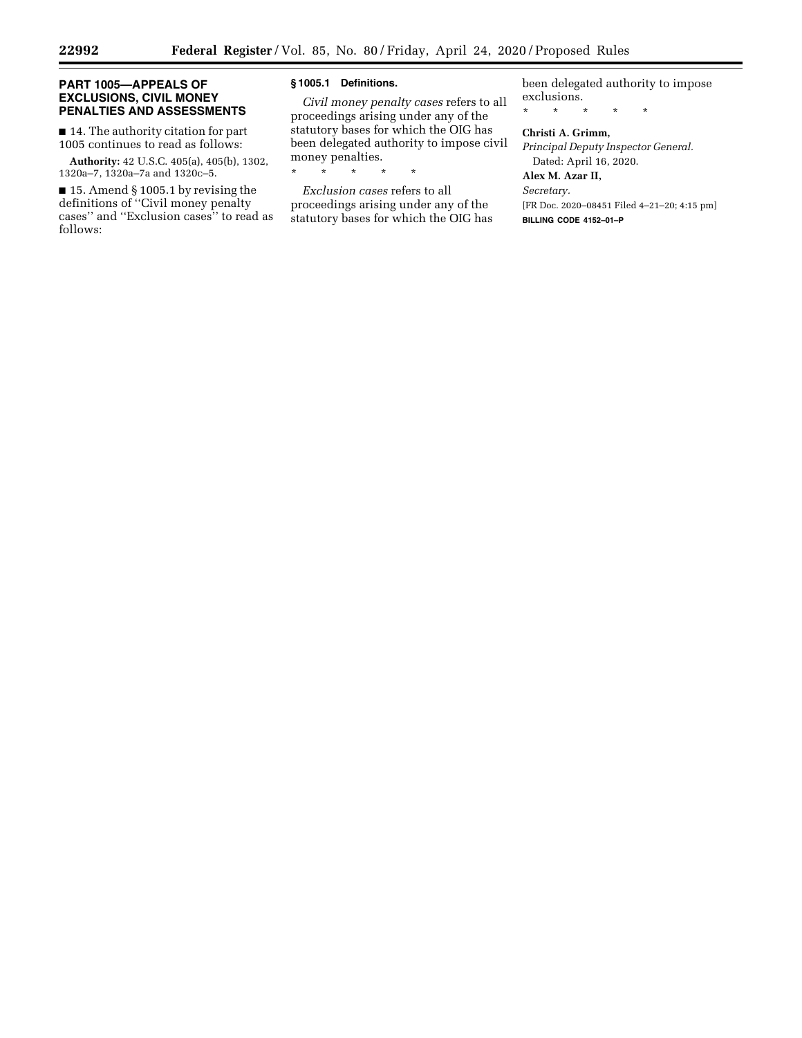## PART 1005—APPEALS OF EXCLUSIONS, CIVIL MONEY PENALTIES AND ASSESSMENTS

■ 14. The authority citation for part 1005 continues to read as follows:

**Authority:** 42 U.S.C. 405(a), 405(b), 1302, 1320a–7, 1320a–7a and 1320c–5.

■ 15. Amend § 1005.1 by revising the definitions of ''Civil money penalty cases'' and ''Exclusion cases'' to read as follows:

### § 1005.1 Definitions.

*Civil money penalty cases* refers to all proceedings arising under any of the statutory bases for which the OIG has been delegated authority to impose civil money penalties.

\* \* \* \* \*

*Exclusion cases* refers to all proceedings arising under any of the statutory bases for which the OIG has been delegated authority to impose exclusions.

\* \* \* \* \*

**Christi A. Grimm,**

*Principal Deputy Inspector General.*

Dated: April 16, 2020.

**Alex M. Azar II,**

*Secretary.*

[FR Doc. 2020–08451 Filed 4–21–20; 4:15 pm]

**BILLING CODE 4152–01–P**